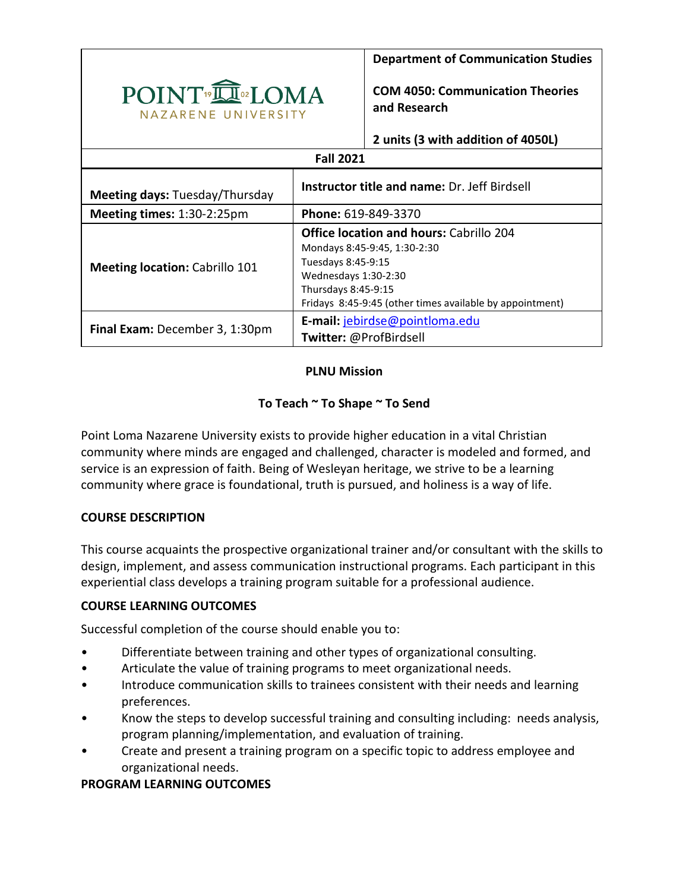| POINT LOMA NAZARENE UNIVERSITY | **Department of Communication Studies**<br><br>**COM 4050: Communication Theories and Research**<br><br>**2 units (3 with addition of 4050L)** |
|---|---|
| **Fall 2021** | |

| | |
|---|---|
| **Meeting days:** Tuesday/Thursday | **Instructor title and name:** Dr. Jeff Birdsell |
| **Meeting times:** 1:30-2:25pm | **Phone:** 619-849-3370 |
| **Meeting location:** Cabrillo 101 | **Office location and hours:** Cabrillo 204<br>Mondays 8:45-9:45, 1:30-2:30<br>Tuesdays 8:45-9:15<br>Wednesdays 1:30-2:30<br>Thursdays 8:45-9:15<br>Fridays 8:45-9:45 (other times available by appointment) |
| **Final Exam:** December 3, 1:30pm | **E-mail:** jebirdse@pointloma.edu<br>**Twitter:** @ProfBirdsell |

**PLNU Mission**

**To Teach ~ To Shape ~ To Send**

Point Loma Nazarene University exists to provide higher education in a vital Christian community where minds are engaged and challenged, character is modeled and formed, and service is an expression of faith. Being of Wesleyan heritage, we strive to be a learning community where grace is foundational, truth is pursued, and holiness is a way of life.

## COURSE DESCRIPTION

This course acquaints the prospective organizational trainer and/or consultant with the skills to design, implement, and assess communication instructional programs. Each participant in this experiential class develops a training program suitable for a professional audience.

## COURSE LEARNING OUTCOMES

Successful completion of the course should enable you to:

- Differentiate between training and other types of organizational consulting.
- Articulate the value of training programs to meet organizational needs.
- Introduce communication skills to trainees consistent with their needs and learning preferences.
- Know the steps to develop successful training and consulting including: needs analysis, program planning/implementation, and evaluation of training.
- Create and present a training program on a specific topic to address employee and organizational needs.

## PROGRAM LEARNING OUTCOMES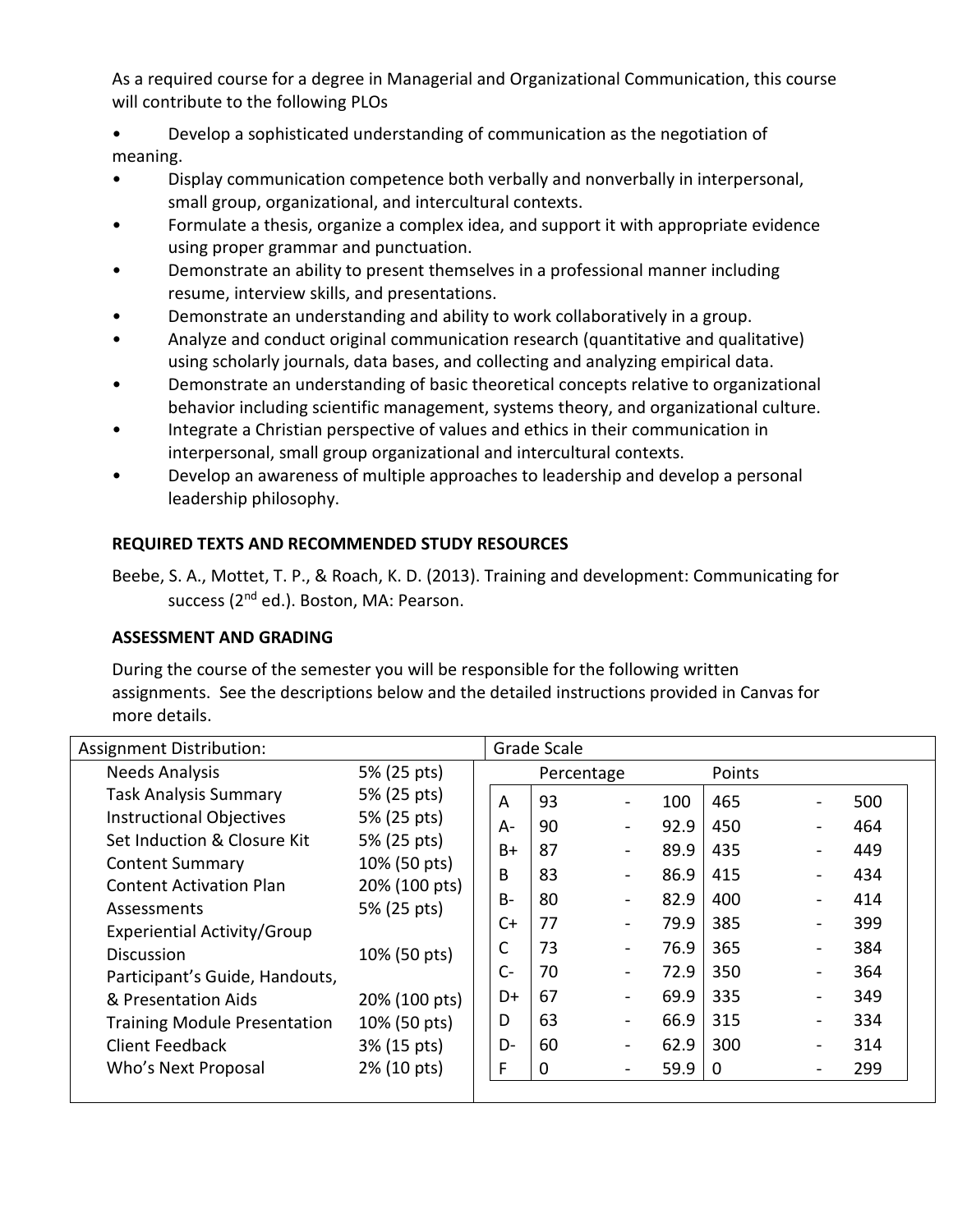As a required course for a degree in Managerial and Organizational Communication, this course will contribute to the following PLOs

- Develop a sophisticated understanding of communication as the negotiation of meaning.
- Display communication competence both verbally and nonverbally in interpersonal, small group, organizational, and intercultural contexts.
- Formulate a thesis, organize a complex idea, and support it with appropriate evidence using proper grammar and punctuation.
- Demonstrate an ability to present themselves in a professional manner including resume, interview skills, and presentations.
- Demonstrate an understanding and ability to work collaboratively in a group.
- Analyze and conduct original communication research (quantitative and qualitative) using scholarly journals, data bases, and collecting and analyzing empirical data.
- Demonstrate an understanding of basic theoretical concepts relative to organizational behavior including scientific management, systems theory, and organizational culture.
- Integrate a Christian perspective of values and ethics in their communication in interpersonal, small group organizational and intercultural contexts.
- Develop an awareness of multiple approaches to leadership and develop a personal leadership philosophy.

## REQUIRED TEXTS AND RECOMMENDED STUDY RESOURCES

Beebe, S. A., Mottet, T. P., & Roach, K. D. (2013). Training and development: Communicating for success (2nd ed.). Boston, MA: Pearson.

## ASSESSMENT AND GRADING

During the course of the semester you will be responsible for the following written assignments. See the descriptions below and the detailed instructions provided in Canvas for more details.

| Assignment Distribution: | |
|---|---|
| Needs Analysis | 5% (25 pts) |
| Task Analysis Summary | 5% (25 pts) |
| Instructional Objectives | 5% (25 pts) |
| Set Induction & Closure Kit | 5% (25 pts) |
| Content Summary | 10% (50 pts) |
| Content Activation Plan | 20% (100 pts) |
| Assessments | 5% (25 pts) |
| Experiential Activity/Group Discussion | 10% (50 pts) |
| Participant's Guide, Handouts, & Presentation Aids | 20% (100 pts) |
| Training Module Presentation | 10% (50 pts) |
| Client Feedback | 3% (15 pts) |
| Who's Next Proposal | 2% (10 pts) |

| Grade Scale | Percentage | | | Points | | |
|---|---|---|---|---|---|---|
| A | 93 | - | 100 | 465 | - | 500 |
| A- | 90 | - | 92.9 | 450 | - | 464 |
| B+ | 87 | - | 89.9 | 435 | - | 449 |
| B | 83 | - | 86.9 | 415 | - | 434 |
| B- | 80 | - | 82.9 | 400 | - | 414 |
| C+ | 77 | - | 79.9 | 385 | - | 399 |
| C | 73 | - | 76.9 | 365 | - | 384 |
| C- | 70 | - | 72.9 | 350 | - | 364 |
| D+ | 67 | - | 69.9 | 335 | - | 349 |
| D | 63 | - | 66.9 | 315 | - | 334 |
| D- | 60 | - | 62.9 | 300 | - | 314 |
| F | 0 | - | 59.9 | 0 | - | 299 |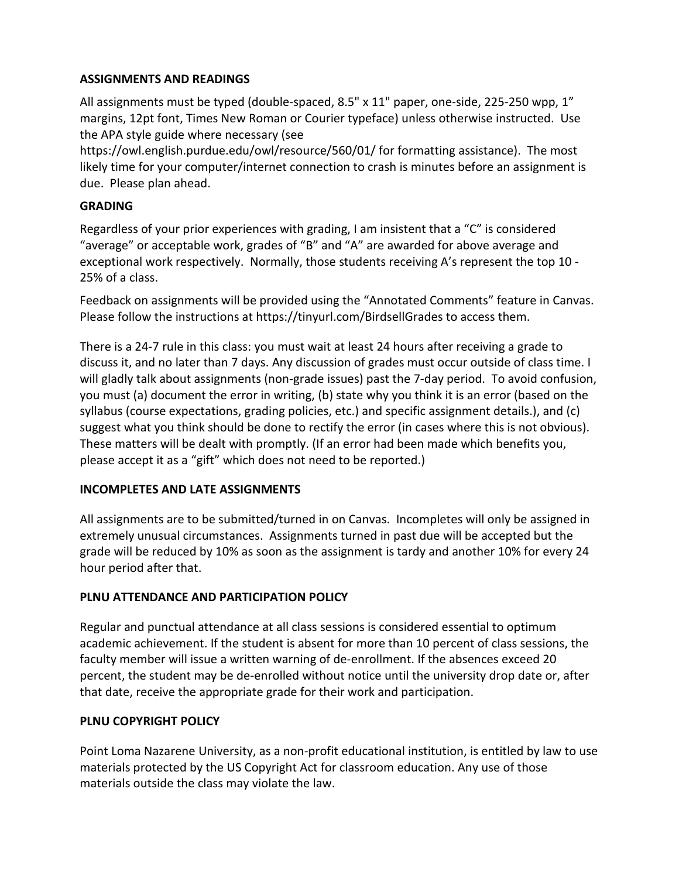**ASSIGNMENTS AND READINGS**

All assignments must be typed (double-spaced, 8.5" x 11" paper, one-side, 225-250 wpp, 1" margins, 12pt font, Times New Roman or Courier typeface) unless otherwise instructed. Use the APA style guide where necessary (see https://owl.english.purdue.edu/owl/resource/560/01/ for formatting assistance). The most likely time for your computer/internet connection to crash is minutes before an assignment is due. Please plan ahead.

**GRADING**

Regardless of your prior experiences with grading, I am insistent that a "C" is considered "average" or acceptable work, grades of "B" and "A" are awarded for above average and exceptional work respectively. Normally, those students receiving A's represent the top 10 - 25% of a class.

Feedback on assignments will be provided using the "Annotated Comments" feature in Canvas. Please follow the instructions at https://tinyurl.com/BirdsellGrades to access them.

There is a 24-7 rule in this class: you must wait at least 24 hours after receiving a grade to discuss it, and no later than 7 days. Any discussion of grades must occur outside of class time. I will gladly talk about assignments (non-grade issues) past the 7-day period. To avoid confusion, you must (a) document the error in writing, (b) state why you think it is an error (based on the syllabus (course expectations, grading policies, etc.) and specific assignment details.), and (c) suggest what you think should be done to rectify the error (in cases where this is not obvious). These matters will be dealt with promptly. (If an error had been made which benefits you, please accept it as a "gift" which does not need to be reported.)

**INCOMPLETES AND LATE ASSIGNMENTS**

All assignments are to be submitted/turned in on Canvas. Incompletes will only be assigned in extremely unusual circumstances. Assignments turned in past due will be accepted but the grade will be reduced by 10% as soon as the assignment is tardy and another 10% for every 24 hour period after that.

**PLNU ATTENDANCE AND PARTICIPATION POLICY**

Regular and punctual attendance at all class sessions is considered essential to optimum academic achievement. If the student is absent for more than 10 percent of class sessions, the faculty member will issue a written warning of de-enrollment. If the absences exceed 20 percent, the student may be de-enrolled without notice until the university drop date or, after that date, receive the appropriate grade for their work and participation.

**PLNU COPYRIGHT POLICY**

Point Loma Nazarene University, as a non-profit educational institution, is entitled by law to use materials protected by the US Copyright Act for classroom education. Any use of those materials outside the class may violate the law.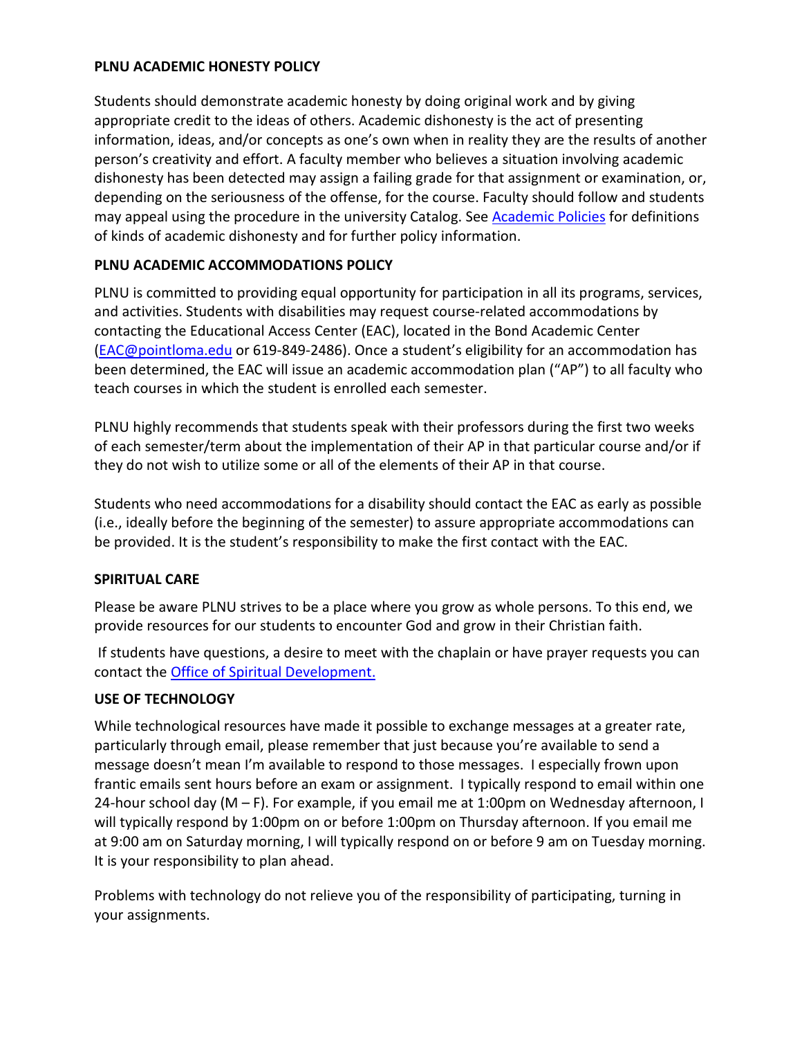**PLNU ACADEMIC HONESTY POLICY**

Students should demonstrate academic honesty by doing original work and by giving appropriate credit to the ideas of others. Academic dishonesty is the act of presenting information, ideas, and/or concepts as one's own when in reality they are the results of another person's creativity and effort. A faculty member who believes a situation involving academic dishonesty has been detected may assign a failing grade for that assignment or examination, or, depending on the seriousness of the offense, for the course. Faculty should follow and students may appeal using the procedure in the university Catalog. See Academic Policies for definitions of kinds of academic dishonesty and for further policy information.

**PLNU ACADEMIC ACCOMMODATIONS POLICY**

PLNU is committed to providing equal opportunity for participation in all its programs, services, and activities. Students with disabilities may request course-related accommodations by contacting the Educational Access Center (EAC), located in the Bond Academic Center (EAC@pointloma.edu or 619-849-2486). Once a student's eligibility for an accommodation has been determined, the EAC will issue an academic accommodation plan ("AP") to all faculty who teach courses in which the student is enrolled each semester.

PLNU highly recommends that students speak with their professors during the first two weeks of each semester/term about the implementation of their AP in that particular course and/or if they do not wish to utilize some or all of the elements of their AP in that course.

Students who need accommodations for a disability should contact the EAC as early as possible (i.e., ideally before the beginning of the semester) to assure appropriate accommodations can be provided. It is the student's responsibility to make the first contact with the EAC.

**SPIRITUAL CARE**

Please be aware PLNU strives to be a place where you grow as whole persons. To this end, we provide resources for our students to encounter God and grow in their Christian faith.

If students have questions, a desire to meet with the chaplain or have prayer requests you can contact the Office of Spiritual Development.

**USE OF TECHNOLOGY**

While technological resources have made it possible to exchange messages at a greater rate, particularly through email, please remember that just because you're available to send a message doesn't mean I'm available to respond to those messages. I especially frown upon frantic emails sent hours before an exam or assignment. I typically respond to email within one 24-hour school day (M – F). For example, if you email me at 1:00pm on Wednesday afternoon, I will typically respond by 1:00pm on or before 1:00pm on Thursday afternoon. If you email me at 9:00 am on Saturday morning, I will typically respond on or before 9 am on Tuesday morning. It is your responsibility to plan ahead.

Problems with technology do not relieve you of the responsibility of participating, turning in your assignments.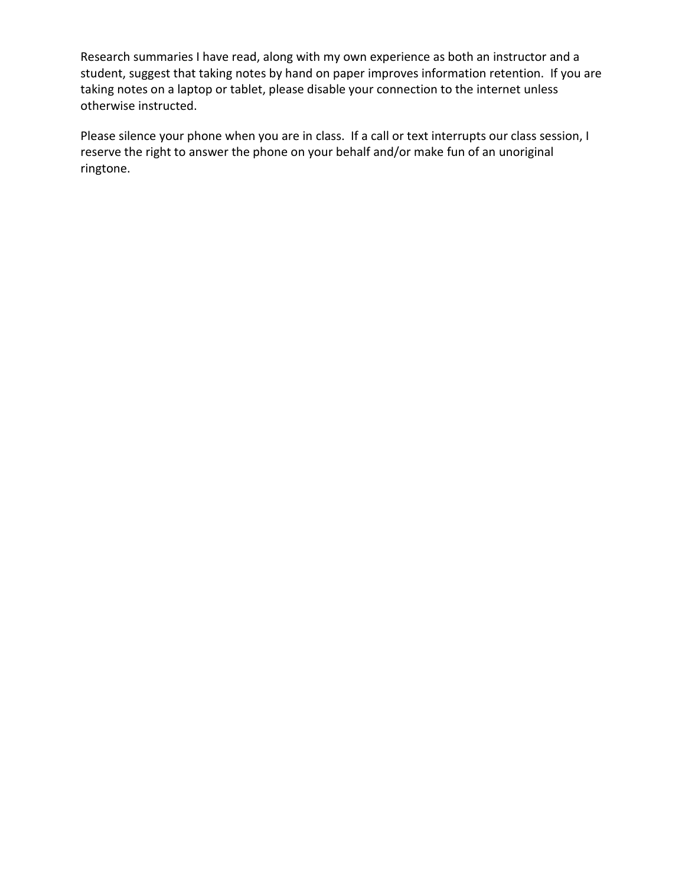Research summaries I have read, along with my own experience as both an instructor and a student, suggest that taking notes by hand on paper improves information retention. If you are taking notes on a laptop or tablet, please disable your connection to the internet unless otherwise instructed.

Please silence your phone when you are in class. If a call or text interrupts our class session, I reserve the right to answer the phone on your behalf and/or make fun of an unoriginal ringtone.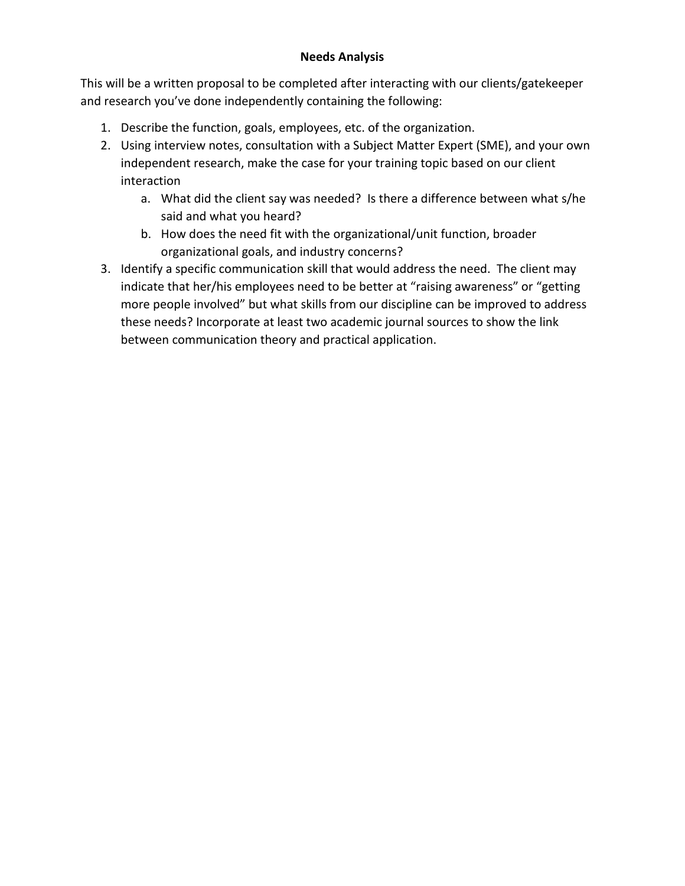**Needs Analysis**

This will be a written proposal to be completed after interacting with our clients/gatekeeper and research you've done independently containing the following:

1. Describe the function, goals, employees, etc. of the organization.
2. Using interview notes, consultation with a Subject Matter Expert (SME), and your own independent research, make the case for your training topic based on our client interaction
   a. What did the client say was needed? Is there a difference between what s/he said and what you heard?
   b. How does the need fit with the organizational/unit function, broader organizational goals, and industry concerns?
3. Identify a specific communication skill that would address the need. The client may indicate that her/his employees need to be better at "raising awareness" or "getting more people involved" but what skills from our discipline can be improved to address these needs? Incorporate at least two academic journal sources to show the link between communication theory and practical application.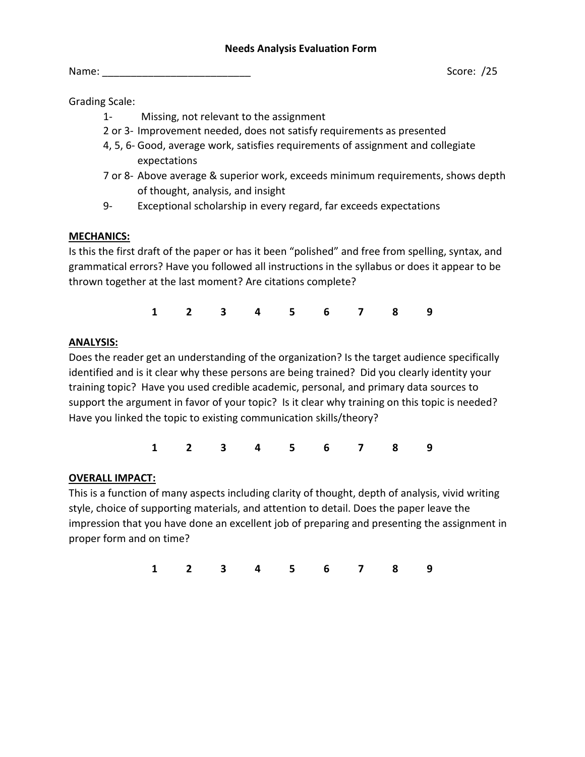# Needs Analysis Evaluation Form

Name: _________________________ Score: /25

Grading Scale:

- 1- Missing, not relevant to the assignment
- 2 or 3- Improvement needed, does not satisfy requirements as presented
- 4, 5, 6- Good, average work, satisfies requirements of assignment and collegiate expectations
- 7 or 8- Above average & superior work, exceeds minimum requirements, shows depth of thought, analysis, and insight
- 9- Exceptional scholarship in every regard, far exceeds expectations

**MECHANICS:**

Is this the first draft of the paper or has it been "polished" and free from spelling, syntax, and grammatical errors? Have you followed all instructions in the syllabus or does it appear to be thrown together at the last moment? Are citations complete?

**1 2 3 4 5 6 7 8 9**

**ANALYSIS:**

Does the reader get an understanding of the organization? Is the target audience specifically identified and is it clear why these persons are being trained? Did you clearly identity your training topic? Have you used credible academic, personal, and primary data sources to support the argument in favor of your topic? Is it clear why training on this topic is needed? Have you linked the topic to existing communication skills/theory?

**1 2 3 4 5 6 7 8 9**

**OVERALL IMPACT:**

This is a function of many aspects including clarity of thought, depth of analysis, vivid writing style, choice of supporting materials, and attention to detail. Does the paper leave the impression that you have done an excellent job of preparing and presenting the assignment in proper form and on time?

**1 2 3 4 5 6 7 8 9**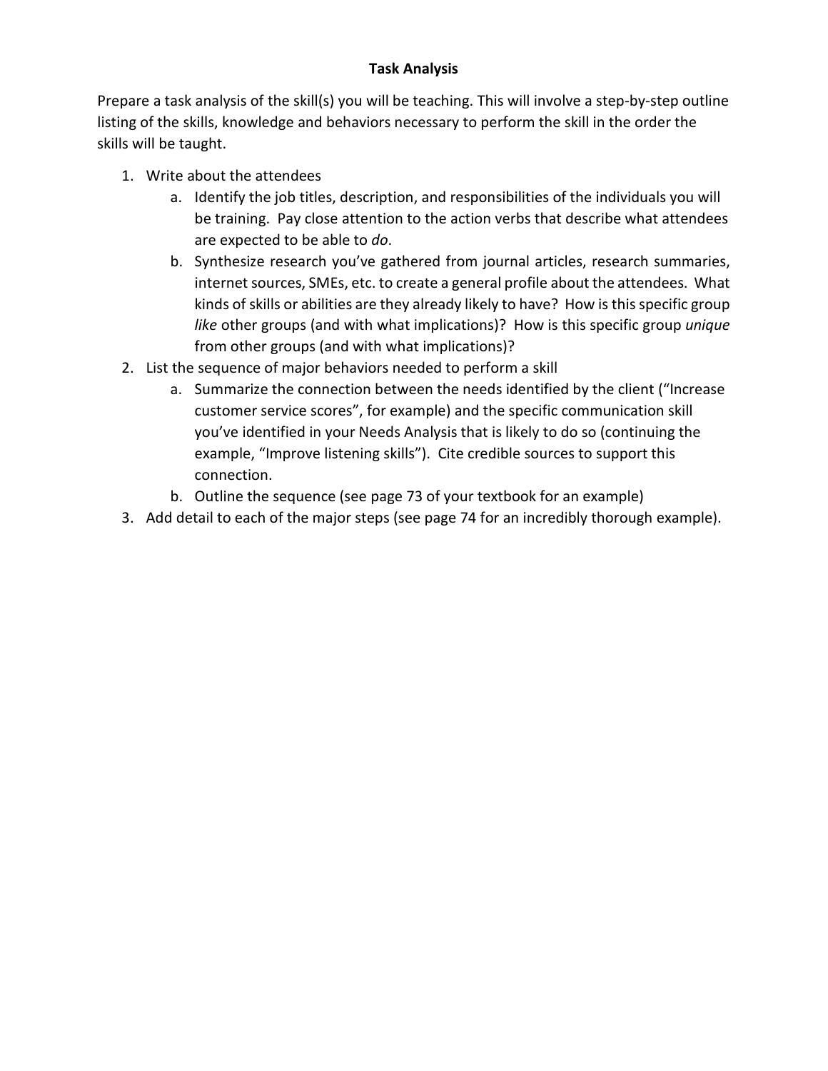# Task Analysis

Prepare a task analysis of the skill(s) you will be teaching. This will involve a step-by-step outline listing of the skills, knowledge and behaviors necessary to perform the skill in the order the skills will be taught.

1. Write about the attendees
   a. Identify the job titles, description, and responsibilities of the individuals you will be training. Pay close attention to the action verbs that describe what attendees are expected to be able to *do*.
   b. Synthesize research you've gathered from journal articles, research summaries, internet sources, SMEs, etc. to create a general profile about the attendees. What kinds of skills or abilities are they already likely to have? How is this specific group *like* other groups (and with what implications)? How is this specific group *unique* from other groups (and with what implications)?
2. List the sequence of major behaviors needed to perform a skill
   a. Summarize the connection between the needs identified by the client ("Increase customer service scores", for example) and the specific communication skill you've identified in your Needs Analysis that is likely to do so (continuing the example, "Improve listening skills"). Cite credible sources to support this connection.
   b. Outline the sequence (see page 73 of your textbook for an example)
3. Add detail to each of the major steps (see page 74 for an incredibly thorough example).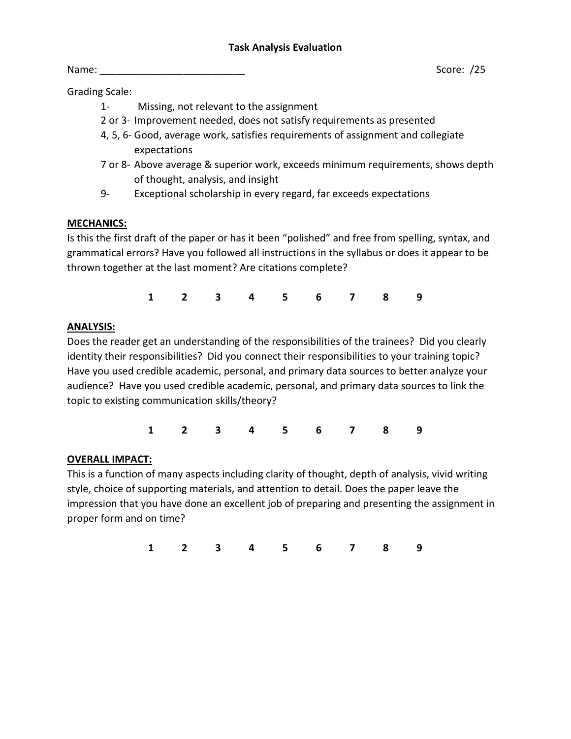## Task Analysis Evaluation

Name: _________________________ Score: /25

Grading Scale:

- 1- Missing, not relevant to the assignment
- 2 or 3- Improvement needed, does not satisfy requirements as presented
- 4, 5, 6- Good, average work, satisfies requirements of assignment and collegiate expectations
- 7 or 8- Above average & superior work, exceeds minimum requirements, shows depth of thought, analysis, and insight
- 9- Exceptional scholarship in every regard, far exceeds expectations

**MECHANICS:**

Is this the first draft of the paper or has it been "polished" and free from spelling, syntax, and grammatical errors? Have you followed all instructions in the syllabus or does it appear to be thrown together at the last moment? Are citations complete?

**1 2 3 4 5 6 7 8 9**

**ANALYSIS:**

Does the reader get an understanding of the responsibilities of the trainees? Did you clearly identity their responsibilities? Did you connect their responsibilities to your training topic? Have you used credible academic, personal, and primary data sources to better analyze your audience? Have you used credible academic, personal, and primary data sources to link the topic to existing communication skills/theory?

**1 2 3 4 5 6 7 8 9**

**OVERALL IMPACT:**

This is a function of many aspects including clarity of thought, depth of analysis, vivid writing style, choice of supporting materials, and attention to detail. Does the paper leave the impression that you have done an excellent job of preparing and presenting the assignment in proper form and on time?

**1 2 3 4 5 6 7 8 9**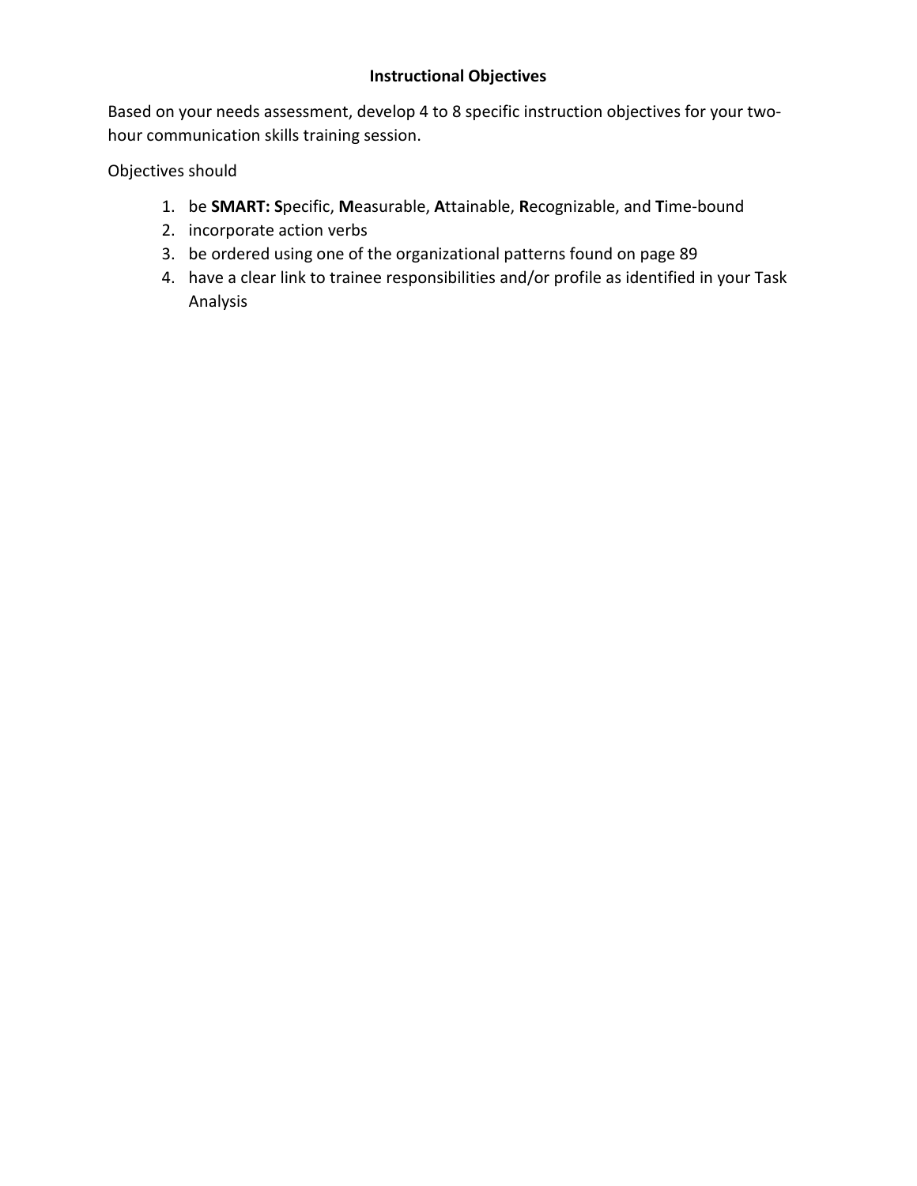## Instructional Objectives

Based on your needs assessment, develop 4 to 8 specific instruction objectives for your two-hour communication skills training session.

Objectives should

1. be **SMART: S**pecific, **M**easurable, **A**ttainable, **R**ecognizable, and **T**ime-bound
2. incorporate action verbs
3. be ordered using one of the organizational patterns found on page 89
4. have a clear link to trainee responsibilities and/or profile as identified in your Task Analysis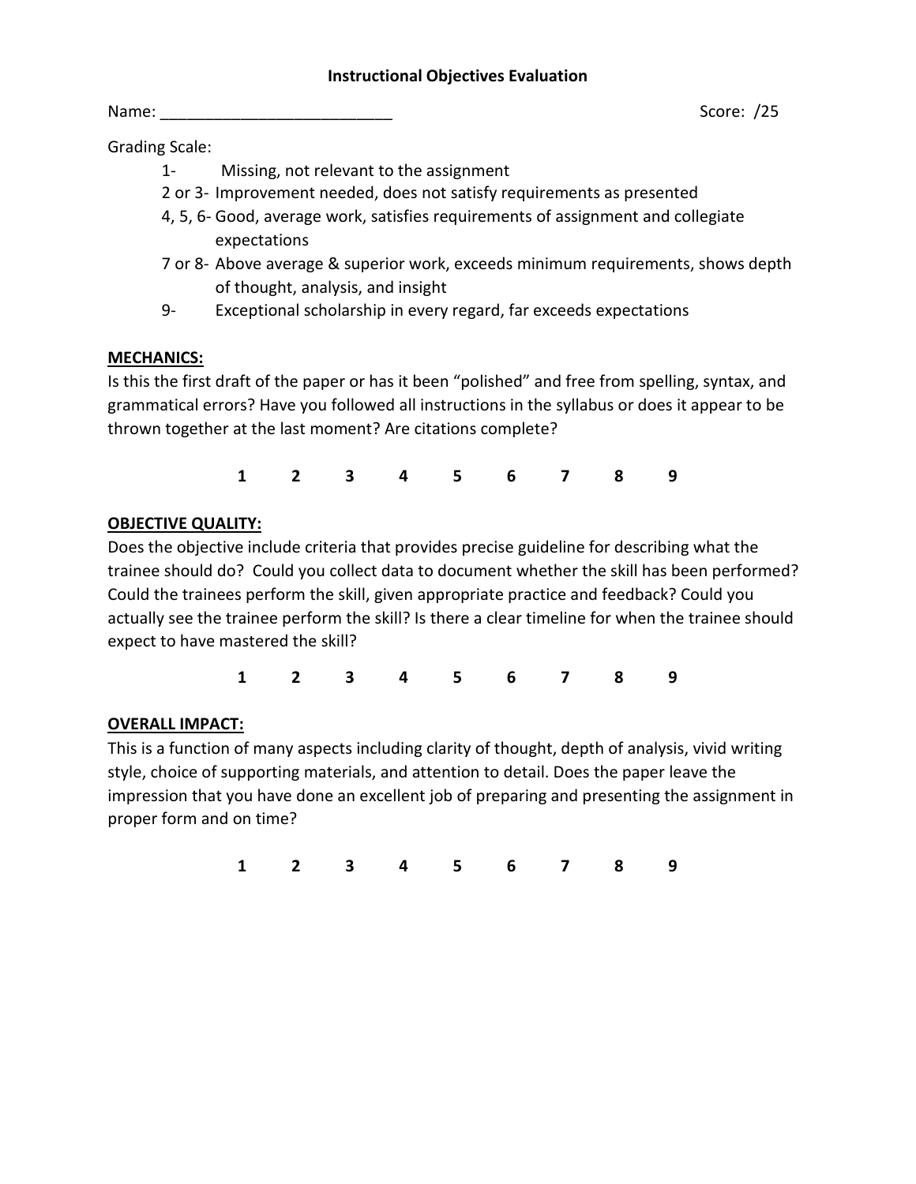# Instructional Objectives Evaluation

Name: _________________________ Score: /25

Grading Scale:

- 1- Missing, not relevant to the assignment
- 2 or 3- Improvement needed, does not satisfy requirements as presented
- 4, 5, 6- Good, average work, satisfies requirements of assignment and collegiate expectations
- 7 or 8- Above average & superior work, exceeds minimum requirements, shows depth of thought, analysis, and insight
- 9- Exceptional scholarship in every regard, far exceeds expectations

**MECHANICS:**

Is this the first draft of the paper or has it been "polished" and free from spelling, syntax, and grammatical errors? Have you followed all instructions in the syllabus or does it appear to be thrown together at the last moment? Are citations complete?

**1 2 3 4 5 6 7 8 9**

**OBJECTIVE QUALITY:**

Does the objective include criteria that provides precise guideline for describing what the trainee should do? Could you collect data to document whether the skill has been performed? Could the trainees perform the skill, given appropriate practice and feedback? Could you actually see the trainee perform the skill? Is there a clear timeline for when the trainee should expect to have mastered the skill?

**1 2 3 4 5 6 7 8 9**

**OVERALL IMPACT:**

This is a function of many aspects including clarity of thought, depth of analysis, vivid writing style, choice of supporting materials, and attention to detail. Does the paper leave the impression that you have done an excellent job of preparing and presenting the assignment in proper form and on time?

**1 2 3 4 5 6 7 8 9**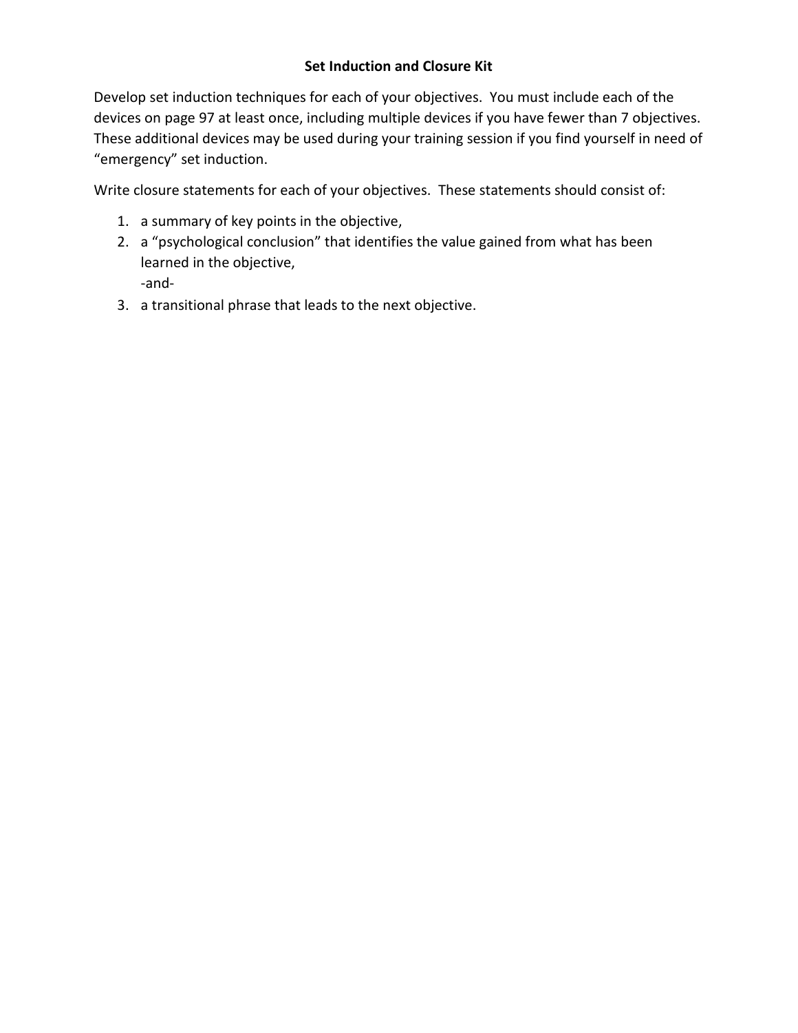**Set Induction and Closure Kit**

Develop set induction techniques for each of your objectives. You must include each of the devices on page 97 at least once, including multiple devices if you have fewer than 7 objectives. These additional devices may be used during your training session if you find yourself in need of "emergency" set induction.

Write closure statements for each of your objectives. These statements should consist of:

1. a summary of key points in the objective,
2. a "psychological conclusion" that identifies the value gained from what has been learned in the objective,
   -and-
3. a transitional phrase that leads to the next objective.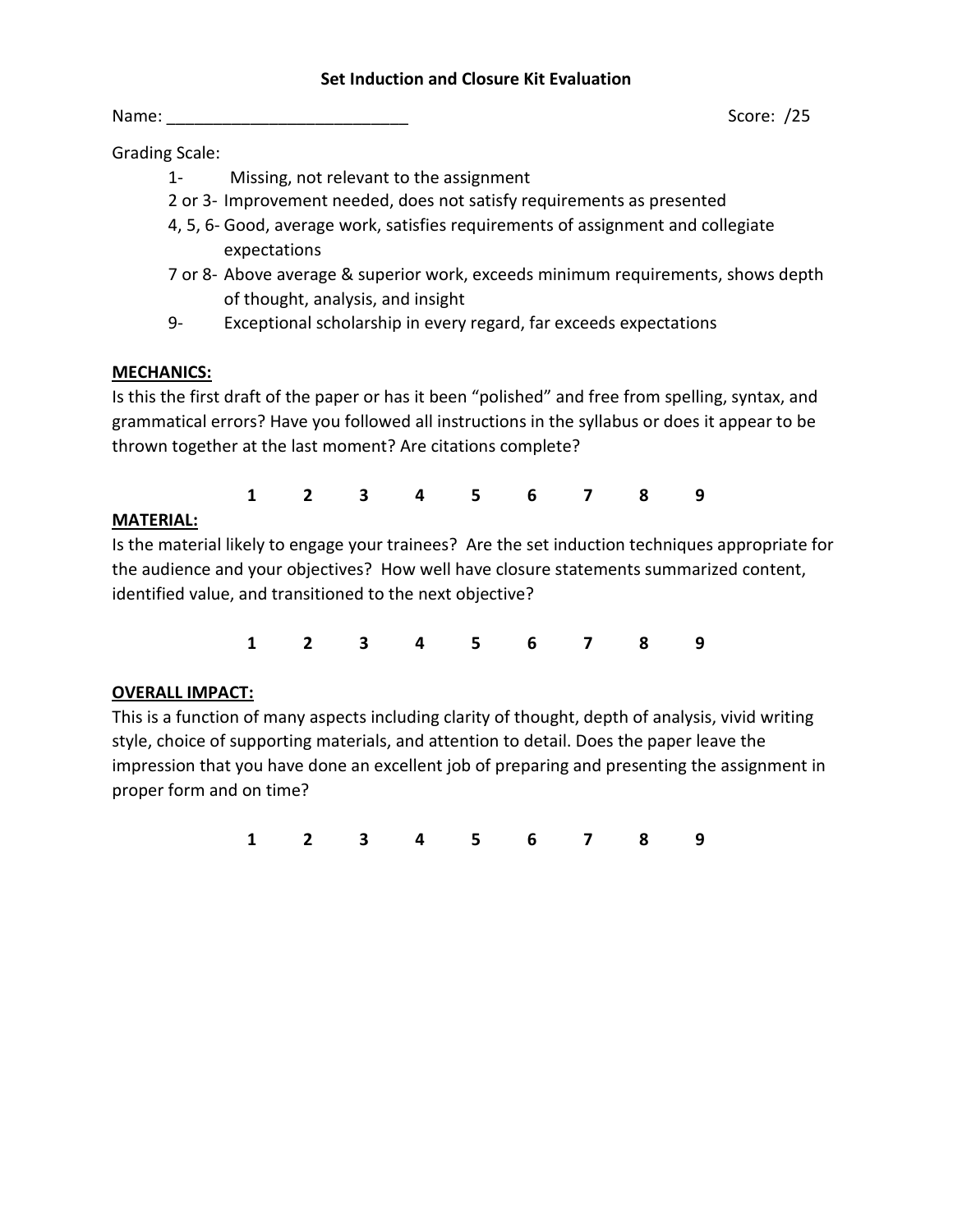## Set Induction and Closure Kit Evaluation

Name: __________________________ Score: /25

Grading Scale:

- 1- Missing, not relevant to the assignment
- 2 or 3- Improvement needed, does not satisfy requirements as presented
- 4, 5, 6- Good, average work, satisfies requirements of assignment and collegiate expectations
- 7 or 8- Above average & superior work, exceeds minimum requirements, shows depth of thought, analysis, and insight
- 9- Exceptional scholarship in every regard, far exceeds expectations

**MECHANICS:**

Is this the first draft of the paper or has it been "polished" and free from spelling, syntax, and grammatical errors? Have you followed all instructions in the syllabus or does it appear to be thrown together at the last moment? Are citations complete?

**1 2 3 4 5 6 7 8 9**

**MATERIAL:**

Is the material likely to engage your trainees? Are the set induction techniques appropriate for the audience and your objectives? How well have closure statements summarized content, identified value, and transitioned to the next objective?

**1 2 3 4 5 6 7 8 9**

**OVERALL IMPACT:**

This is a function of many aspects including clarity of thought, depth of analysis, vivid writing style, choice of supporting materials, and attention to detail. Does the paper leave the impression that you have done an excellent job of preparing and presenting the assignment in proper form and on time?

**1 2 3 4 5 6 7 8 9**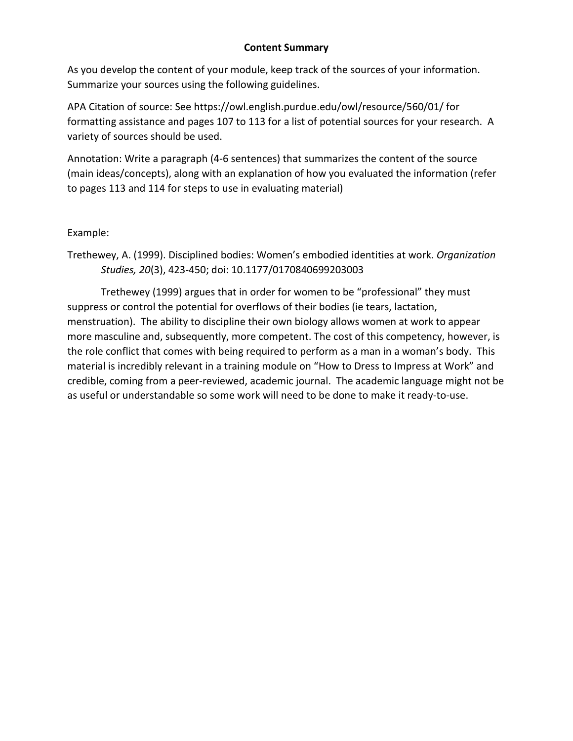## Content Summary

As you develop the content of your module, keep track of the sources of your information. Summarize your sources using the following guidelines.

APA Citation of source: See https://owl.english.purdue.edu/owl/resource/560/01/ for formatting assistance and pages 107 to 113 for a list of potential sources for your research. A variety of sources should be used.

Annotation: Write a paragraph (4-6 sentences) that summarizes the content of the source (main ideas/concepts), along with an explanation of how you evaluated the information (refer to pages 113 and 114 for steps to use in evaluating material)

Example:

Trethewey, A. (1999). Disciplined bodies: Women's embodied identities at work. *Organization Studies, 20*(3), 423-450; doi: 10.1177/0170840699203003

Trethewey (1999) argues that in order for women to be "professional" they must suppress or control the potential for overflows of their bodies (ie tears, lactation, menstruation). The ability to discipline their own biology allows women at work to appear more masculine and, subsequently, more competent. The cost of this competency, however, is the role conflict that comes with being required to perform as a man in a woman's body. This material is incredibly relevant in a training module on "How to Dress to Impress at Work" and credible, coming from a peer-reviewed, academic journal. The academic language might not be as useful or understandable so some work will need to be done to make it ready-to-use.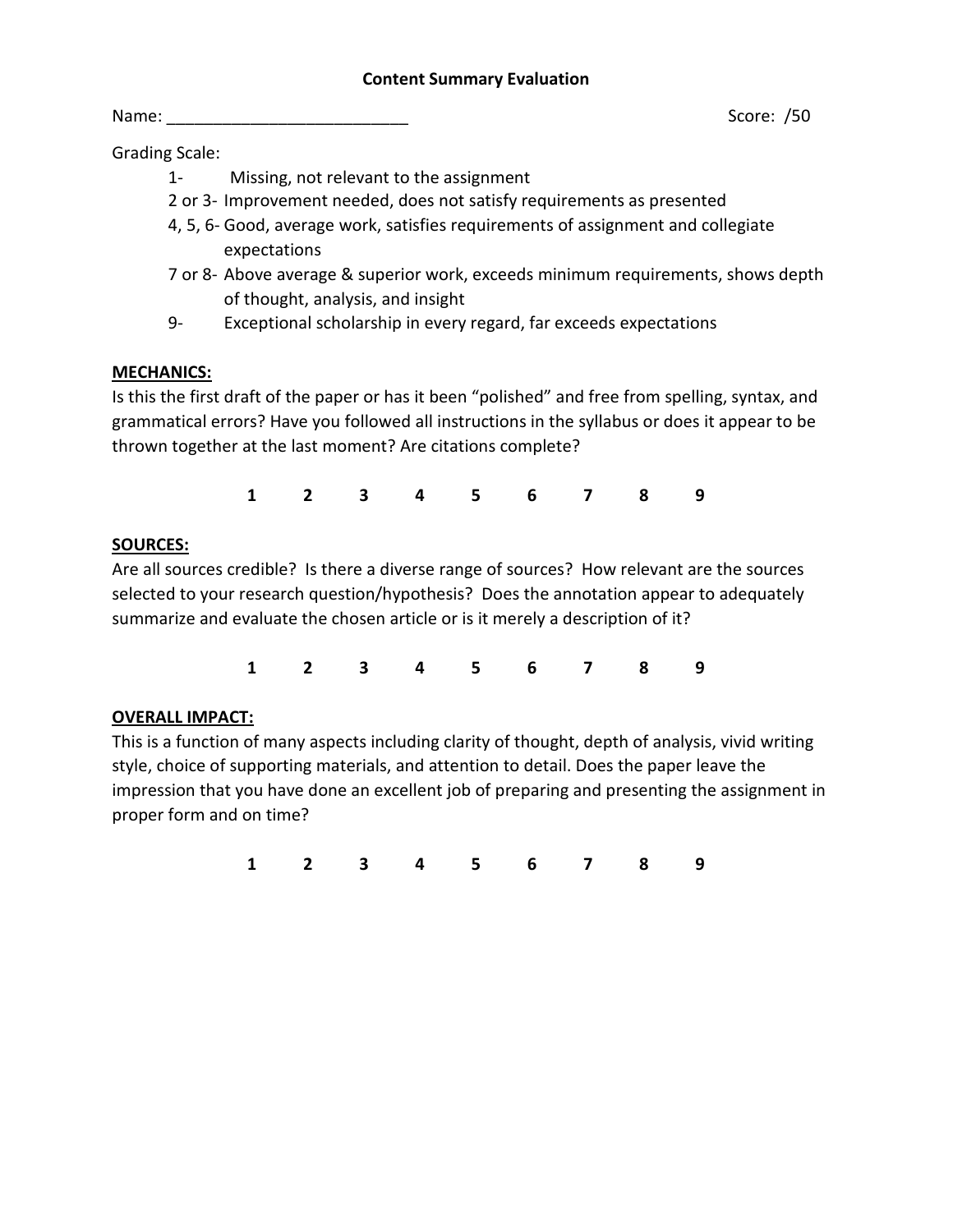# Content Summary Evaluation

Name: _________________________ Score: /50

Grading Scale:

- 1- Missing, not relevant to the assignment
- 2 or 3- Improvement needed, does not satisfy requirements as presented
- 4, 5, 6- Good, average work, satisfies requirements of assignment and collegiate expectations
- 7 or 8- Above average & superior work, exceeds minimum requirements, shows depth of thought, analysis, and insight
- 9- Exceptional scholarship in every regard, far exceeds expectations

**MECHANICS:**

Is this the first draft of the paper or has it been "polished" and free from spelling, syntax, and grammatical errors? Have you followed all instructions in the syllabus or does it appear to be thrown together at the last moment? Are citations complete?

**1 2 3 4 5 6 7 8 9**

**SOURCES:**

Are all sources credible? Is there a diverse range of sources? How relevant are the sources selected to your research question/hypothesis? Does the annotation appear to adequately summarize and evaluate the chosen article or is it merely a description of it?

**1 2 3 4 5 6 7 8 9**

**OVERALL IMPACT:**

This is a function of many aspects including clarity of thought, depth of analysis, vivid writing style, choice of supporting materials, and attention to detail. Does the paper leave the impression that you have done an excellent job of preparing and presenting the assignment in proper form and on time?

**1 2 3 4 5 6 7 8 9**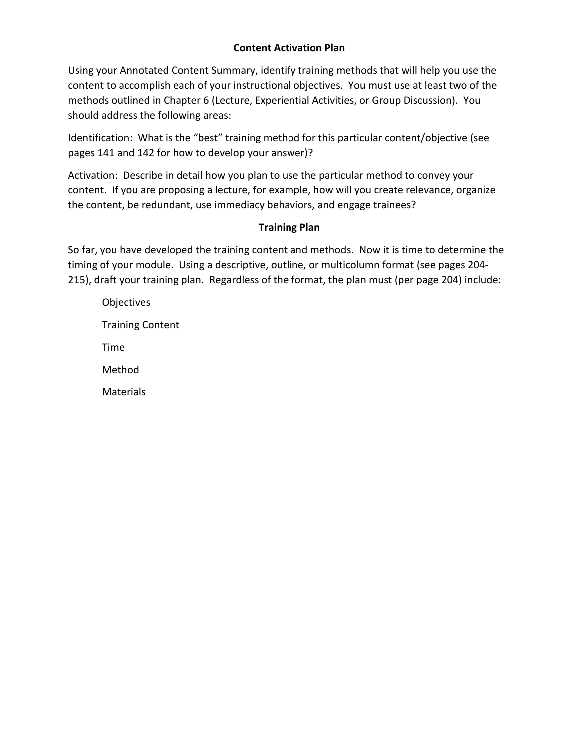## Content Activation Plan

Using your Annotated Content Summary, identify training methods that will help you use the content to accomplish each of your instructional objectives. You must use at least two of the methods outlined in Chapter 6 (Lecture, Experiential Activities, or Group Discussion). You should address the following areas:

Identification: What is the "best" training method for this particular content/objective (see pages 141 and 142 for how to develop your answer)?

Activation: Describe in detail how you plan to use the particular method to convey your content. If you are proposing a lecture, for example, how will you create relevance, organize the content, be redundant, use immediacy behaviors, and engage trainees?

## Training Plan

So far, you have developed the training content and methods. Now it is time to determine the timing of your module. Using a descriptive, outline, or multicolumn format (see pages 204-215), draft your training plan. Regardless of the format, the plan must (per page 204) include:

- Objectives
- Training Content
- Time
- Method
- Materials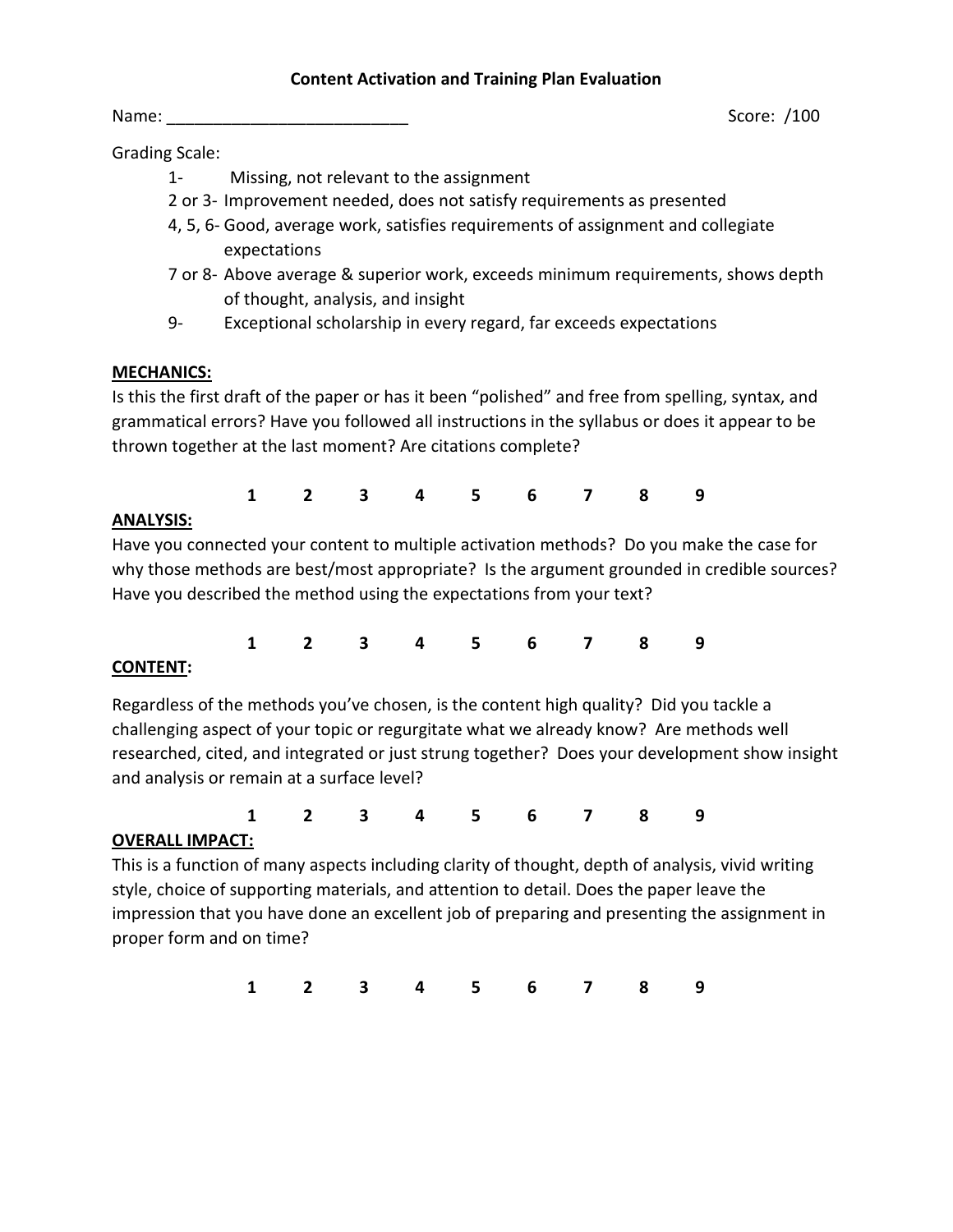## Content Activation and Training Plan Evaluation

Name: __________________________ Score: /100

Grading Scale:

- 1- Missing, not relevant to the assignment
- 2 or 3- Improvement needed, does not satisfy requirements as presented
- 4, 5, 6- Good, average work, satisfies requirements of assignment and collegiate expectations
- 7 or 8- Above average & superior work, exceeds minimum requirements, shows depth of thought, analysis, and insight
- 9- Exceptional scholarship in every regard, far exceeds expectations

**MECHANICS:**

Is this the first draft of the paper or has it been "polished" and free from spelling, syntax, and grammatical errors? Have you followed all instructions in the syllabus or does it appear to be thrown together at the last moment? Are citations complete?

**1 2 3 4 5 6 7 8 9**

**ANALYSIS:**

Have you connected your content to multiple activation methods? Do you make the case for why those methods are best/most appropriate? Is the argument grounded in credible sources? Have you described the method using the expectations from your text?

**1 2 3 4 5 6 7 8 9**

**CONTENT:**

Regardless of the methods you've chosen, is the content high quality? Did you tackle a challenging aspect of your topic or regurgitate what we already know? Are methods well researched, cited, and integrated or just strung together? Does your development show insight and analysis or remain at a surface level?

**1 2 3 4 5 6 7 8 9**

**OVERALL IMPACT:**

This is a function of many aspects including clarity of thought, depth of analysis, vivid writing style, choice of supporting materials, and attention to detail. Does the paper leave the impression that you have done an excellent job of preparing and presenting the assignment in proper form and on time?

**1 2 3 4 5 6 7 8 9**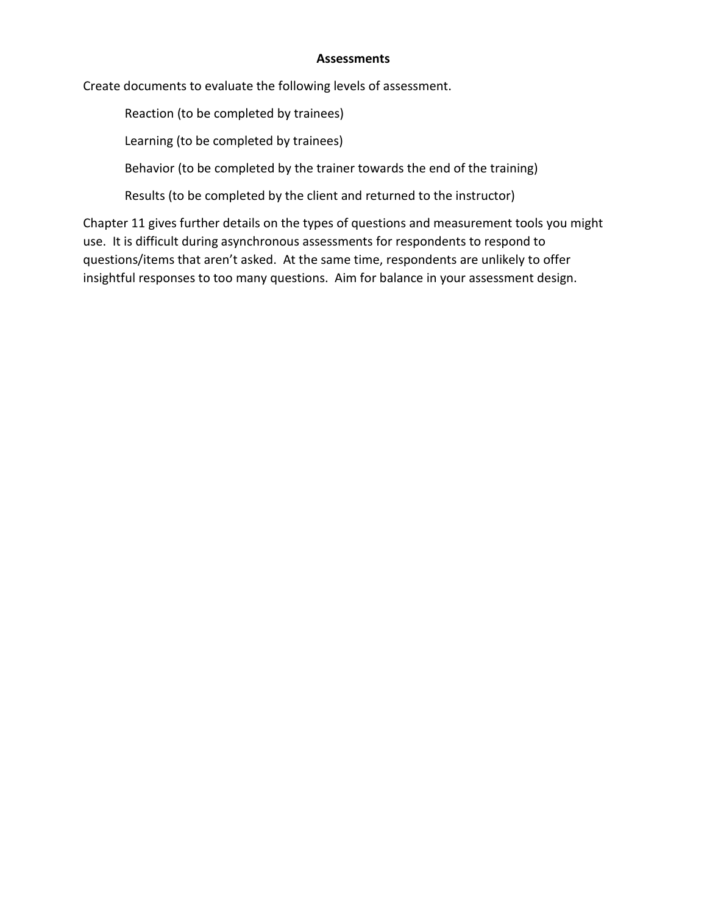## Assessments

Create documents to evaluate the following levels of assessment.

- Reaction (to be completed by trainees)
- Learning (to be completed by trainees)
- Behavior (to be completed by the trainer towards the end of the training)
- Results (to be completed by the client and returned to the instructor)

Chapter 11 gives further details on the types of questions and measurement tools you might use. It is difficult during asynchronous assessments for respondents to respond to questions/items that aren't asked. At the same time, respondents are unlikely to offer insightful responses to too many questions. Aim for balance in your assessment design.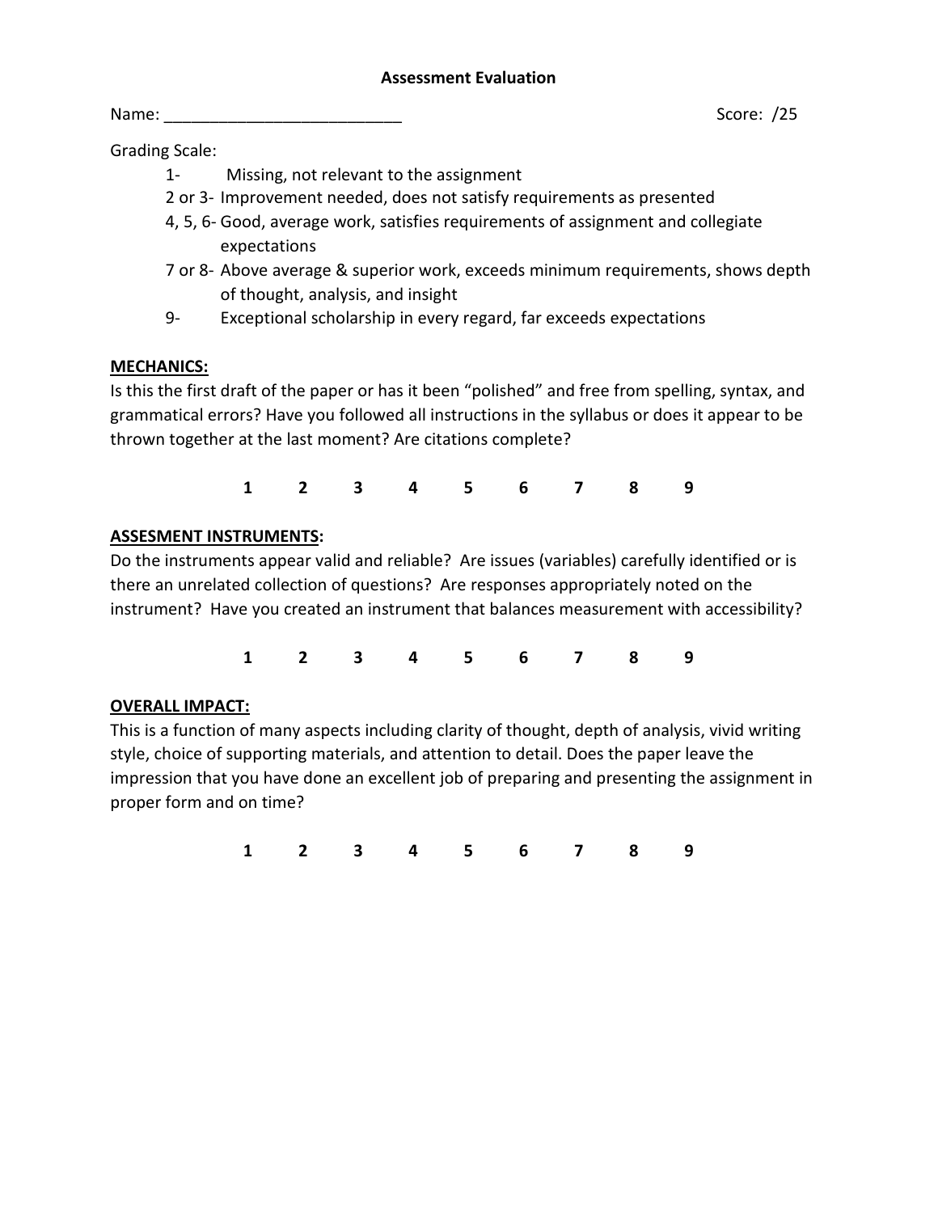## Assessment Evaluation

Name: _________________________ Score: /25

Grading Scale:

- 1- Missing, not relevant to the assignment
- 2 or 3- Improvement needed, does not satisfy requirements as presented
- 4, 5, 6- Good, average work, satisfies requirements of assignment and collegiate expectations
- 7 or 8- Above average & superior work, exceeds minimum requirements, shows depth of thought, analysis, and insight
- 9- Exceptional scholarship in every regard, far exceeds expectations

**<u>MECHANICS:</u>**

Is this the first draft of the paper or has it been "polished" and free from spelling, syntax, and grammatical errors? Have you followed all instructions in the syllabus or does it appear to be thrown together at the last moment? Are citations complete?

**1 2 3 4 5 6 7 8 9**

**<u>ASSESMENT INSTRUMENTS</u>:**

Do the instruments appear valid and reliable? Are issues (variables) carefully identified or is there an unrelated collection of questions? Are responses appropriately noted on the instrument? Have you created an instrument that balances measurement with accessibility?

**1 2 3 4 5 6 7 8 9**

**<u>OVERALL IMPACT:</u>**

This is a function of many aspects including clarity of thought, depth of analysis, vivid writing style, choice of supporting materials, and attention to detail. Does the paper leave the impression that you have done an excellent job of preparing and presenting the assignment in proper form and on time?

**1 2 3 4 5 6 7 8 9**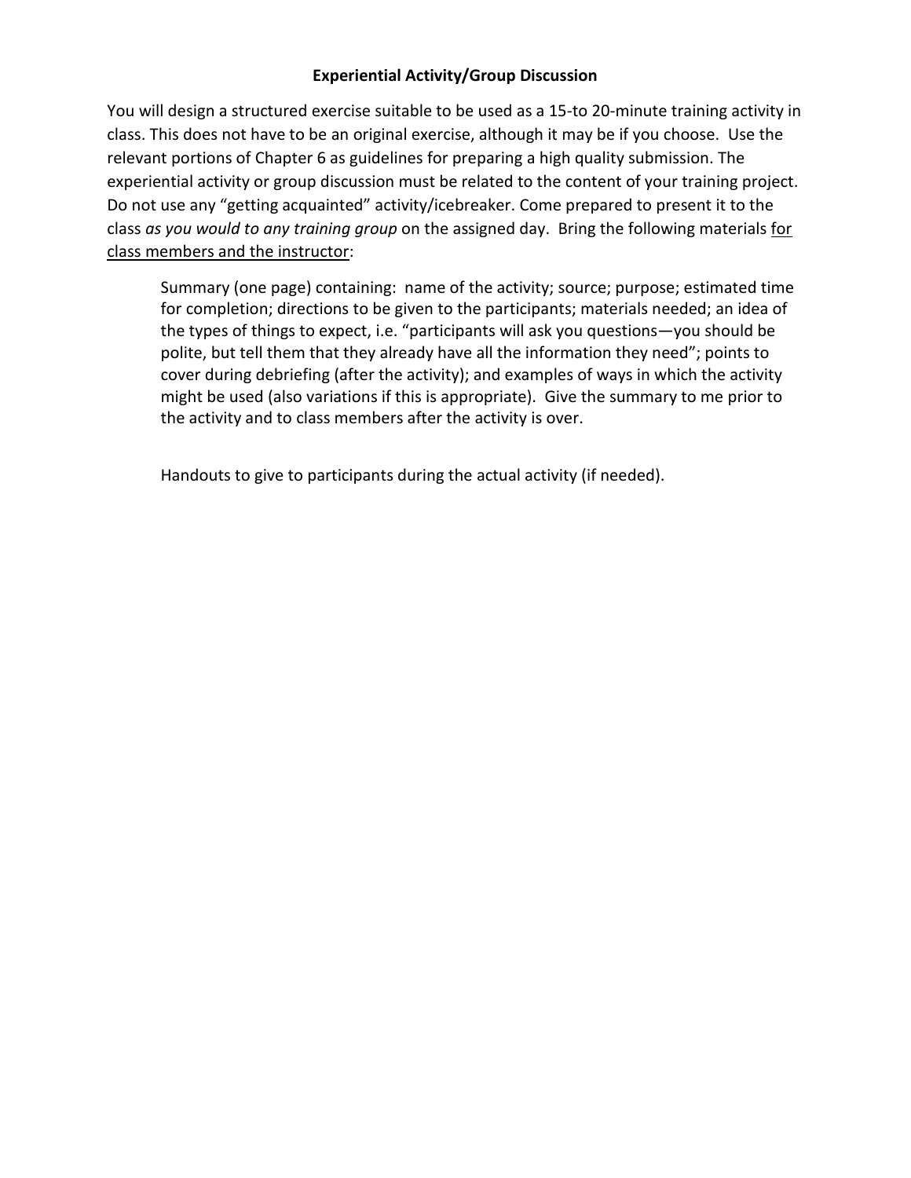**Experiential Activity/Group Discussion**

You will design a structured exercise suitable to be used as a 15-to 20-minute training activity in class. This does not have to be an original exercise, although it may be if you choose. Use the relevant portions of Chapter 6 as guidelines for preparing a high quality submission. The experiential activity or group discussion must be related to the content of your training project. Do not use any "getting acquainted" activity/icebreaker. Come prepared to present it to the class *as you would to any training group* on the assigned day. Bring the following materials <u>for class members and the instructor</u>:

> Summary (one page) containing: name of the activity; source; purpose; estimated time for completion; directions to be given to the participants; materials needed; an idea of the types of things to expect, i.e. "participants will ask you questions—you should be polite, but tell them that they already have all the information they need"; points to cover during debriefing (after the activity); and examples of ways in which the activity might be used (also variations if this is appropriate). Give the summary to me prior to the activity and to class members after the activity is over.
>
> Handouts to give to participants during the actual activity (if needed).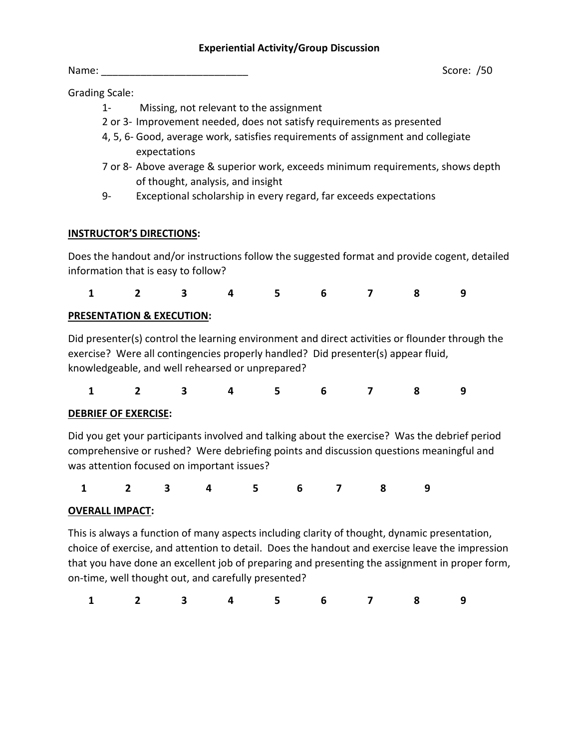# Experiential Activity/Group Discussion

Name: _________________________ Score: /50

Grading Scale:

- 1- Missing, not relevant to the assignment
- 2 or 3- Improvement needed, does not satisfy requirements as presented
- 4, 5, 6- Good, average work, satisfies requirements of assignment and collegiate expectations
- 7 or 8- Above average & superior work, exceeds minimum requirements, shows depth of thought, analysis, and insight
- 9- Exceptional scholarship in every regard, far exceeds expectations

**INSTRUCTOR'S DIRECTIONS:**

Does the handout and/or instructions follow the suggested format and provide cogent, detailed information that is easy to follow?

**1 2 3 4 5 6 7 8 9**

**PRESENTATION & EXECUTION:**

Did presenter(s) control the learning environment and direct activities or flounder through the exercise? Were all contingencies properly handled? Did presenter(s) appear fluid, knowledgeable, and well rehearsed or unprepared?

**1 2 3 4 5 6 7 8 9**

**DEBRIEF OF EXERCISE:**

Did you get your participants involved and talking about the exercise? Was the debrief period comprehensive or rushed? Were debriefing points and discussion questions meaningful and was attention focused on important issues?

**1 2 3 4 5 6 7 8 9**

**OVERALL IMPACT:**

This is always a function of many aspects including clarity of thought, dynamic presentation, choice of exercise, and attention to detail. Does the handout and exercise leave the impression that you have done an excellent job of preparing and presenting the assignment in proper form, on-time, well thought out, and carefully presented?

**1 2 3 4 5 6 7 8 9**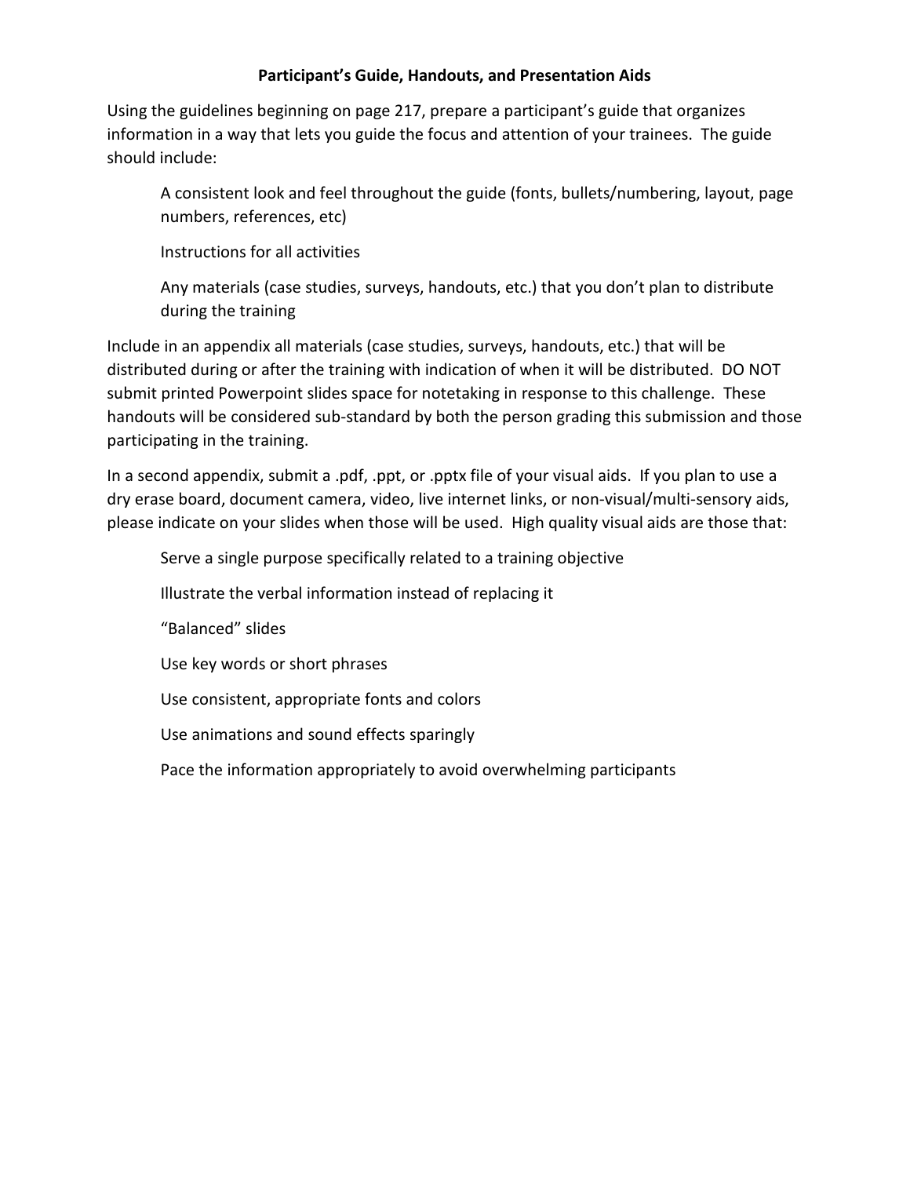**Participant's Guide, Handouts, and Presentation Aids**

Using the guidelines beginning on page 217, prepare a participant's guide that organizes information in a way that lets you guide the focus and attention of your trainees. The guide should include:

> A consistent look and feel throughout the guide (fonts, bullets/numbering, layout, page numbers, references, etc)
>
> Instructions for all activities
>
> Any materials (case studies, surveys, handouts, etc.) that you don't plan to distribute during the training

Include in an appendix all materials (case studies, surveys, handouts, etc.) that will be distributed during or after the training with indication of when it will be distributed. DO NOT submit printed Powerpoint slides space for notetaking in response to this challenge. These handouts will be considered sub-standard by both the person grading this submission and those participating in the training.

In a second appendix, submit a .pdf, .ppt, or .pptx file of your visual aids. If you plan to use a dry erase board, document camera, video, live internet links, or non-visual/multi-sensory aids, please indicate on your slides when those will be used. High quality visual aids are those that:

> Serve a single purpose specifically related to a training objective
>
> Illustrate the verbal information instead of replacing it
>
> "Balanced" slides
>
> Use key words or short phrases
>
> Use consistent, appropriate fonts and colors
>
> Use animations and sound effects sparingly
>
> Pace the information appropriately to avoid overwhelming participants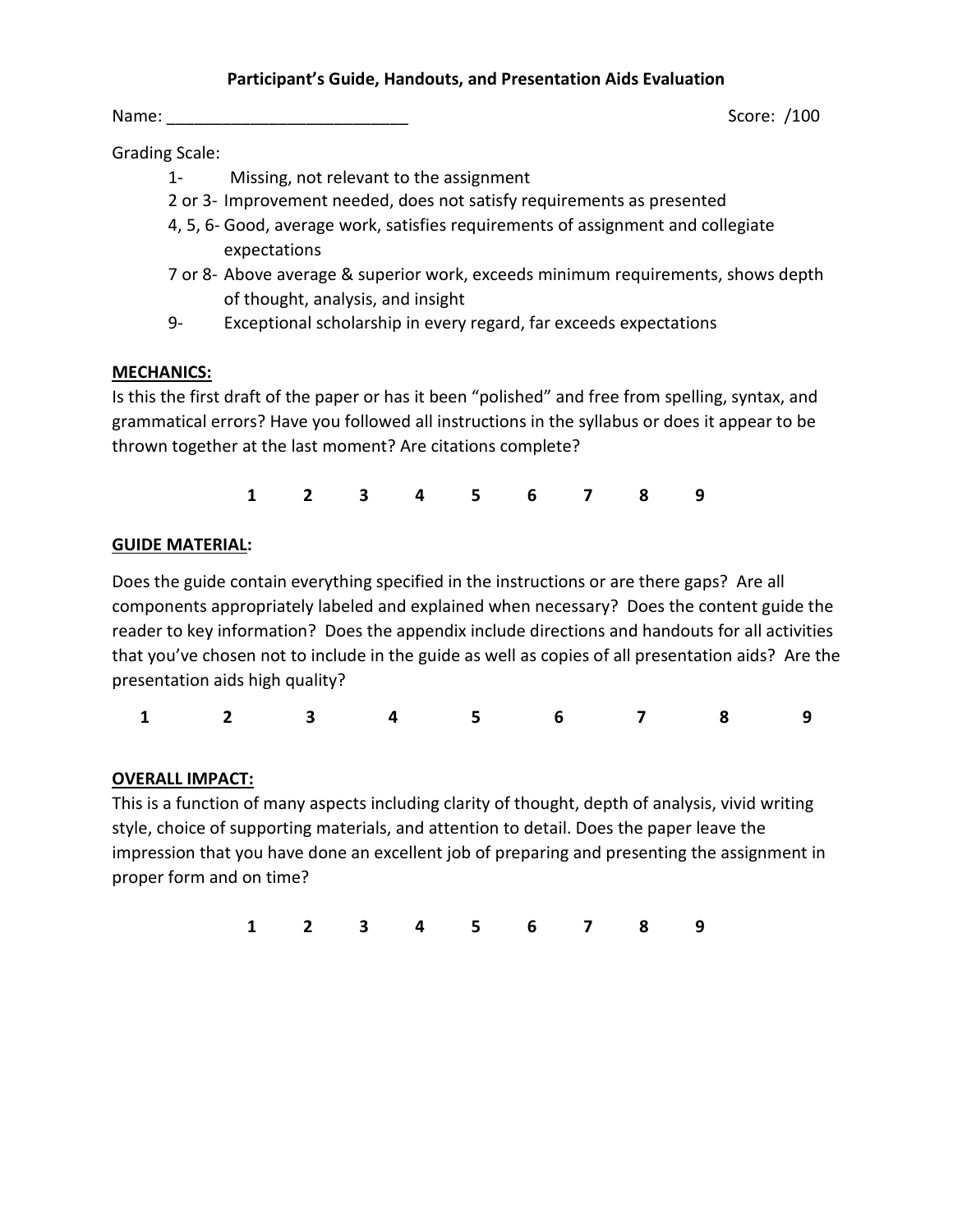**Participant's Guide, Handouts, and Presentation Aids Evaluation**

Name: _________________________ Score: /100

Grading Scale:

- 1- Missing, not relevant to the assignment
- 2 or 3- Improvement needed, does not satisfy requirements as presented
- 4, 5, 6- Good, average work, satisfies requirements of assignment and collegiate expectations
- 7 or 8- Above average & superior work, exceeds minimum requirements, shows depth of thought, analysis, and insight
- 9- Exceptional scholarship in every regard, far exceeds expectations

**MECHANICS:**

Is this the first draft of the paper or has it been "polished" and free from spelling, syntax, and grammatical errors? Have you followed all instructions in the syllabus or does it appear to be thrown together at the last moment? Are citations complete?

**1 2 3 4 5 6 7 8 9**

**GUIDE MATERIAL:**

Does the guide contain everything specified in the instructions or are there gaps? Are all components appropriately labeled and explained when necessary? Does the content guide the reader to key information? Does the appendix include directions and handouts for all activities that you've chosen not to include in the guide as well as copies of all presentation aids? Are the presentation aids high quality?

**1 2 3 4 5 6 7 8 9**

**OVERALL IMPACT:**

This is a function of many aspects including clarity of thought, depth of analysis, vivid writing style, choice of supporting materials, and attention to detail. Does the paper leave the impression that you have done an excellent job of preparing and presenting the assignment in proper form and on time?

**1 2 3 4 5 6 7 8 9**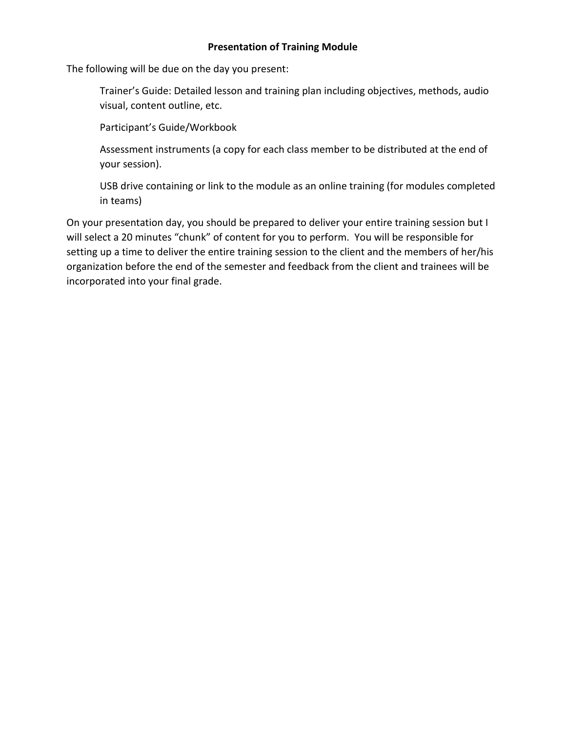## Presentation of Training Module

The following will be due on the day you present:

> Trainer's Guide: Detailed lesson and training plan including objectives, methods, audio visual, content outline, etc.
>
> Participant's Guide/Workbook
>
> Assessment instruments (a copy for each class member to be distributed at the end of your session).
>
> USB drive containing or link to the module as an online training (for modules completed in teams)

On your presentation day, you should be prepared to deliver your entire training session but I will select a 20 minutes "chunk" of content for you to perform. You will be responsible for setting up a time to deliver the entire training session to the client and the members of her/his organization before the end of the semester and feedback from the client and trainees will be incorporated into your final grade.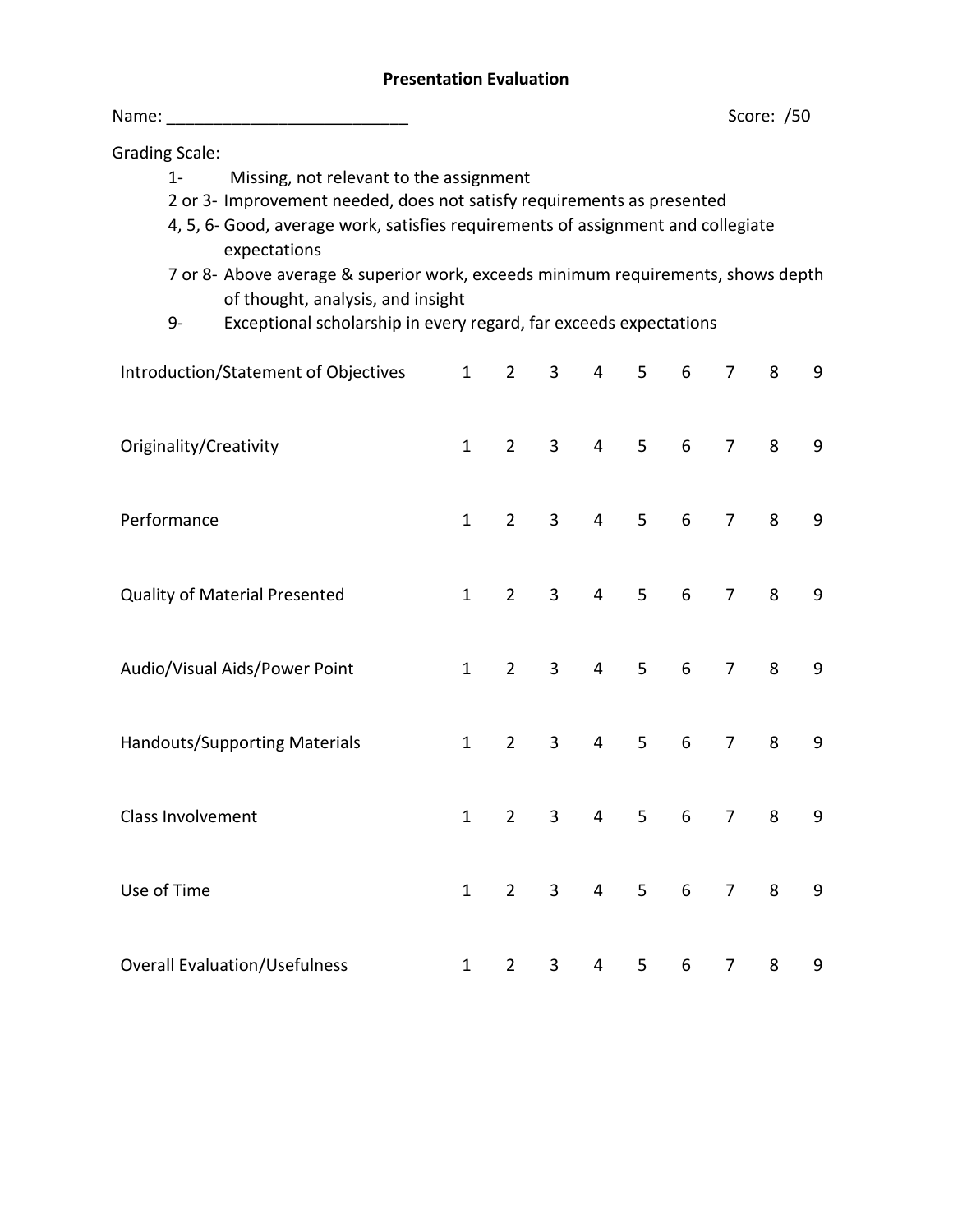# Presentation Evaluation

Name: __________________________ Score: /50

Grading Scale:

- 1- Missing, not relevant to the assignment
- 2 or 3- Improvement needed, does not satisfy requirements as presented
- 4, 5, 6- Good, average work, satisfies requirements of assignment and collegiate expectations
- 7 or 8- Above average & superior work, exceeds minimum requirements, shows depth of thought, analysis, and insight
- 9- Exceptional scholarship in every regard, far exceeds expectations

| | | | | | | | | | |
|---|---|---|---|---|---|---|---|---|---|
| Introduction/Statement of Objectives | 1 | 2 | 3 | 4 | 5 | 6 | 7 | 8 | 9 |
| Originality/Creativity | 1 | 2 | 3 | 4 | 5 | 6 | 7 | 8 | 9 |
| Performance | 1 | 2 | 3 | 4 | 5 | 6 | 7 | 8 | 9 |
| Quality of Material Presented | 1 | 2 | 3 | 4 | 5 | 6 | 7 | 8 | 9 |
| Audio/Visual Aids/Power Point | 1 | 2 | 3 | 4 | 5 | 6 | 7 | 8 | 9 |
| Handouts/Supporting Materials | 1 | 2 | 3 | 4 | 5 | 6 | 7 | 8 | 9 |
| Class Involvement | 1 | 2 | 3 | 4 | 5 | 6 | 7 | 8 | 9 |
| Use of Time | 1 | 2 | 3 | 4 | 5 | 6 | 7 | 8 | 9 |
| Overall Evaluation/Usefulness | 1 | 2 | 3 | 4 | 5 | 6 | 7 | 8 | 9 |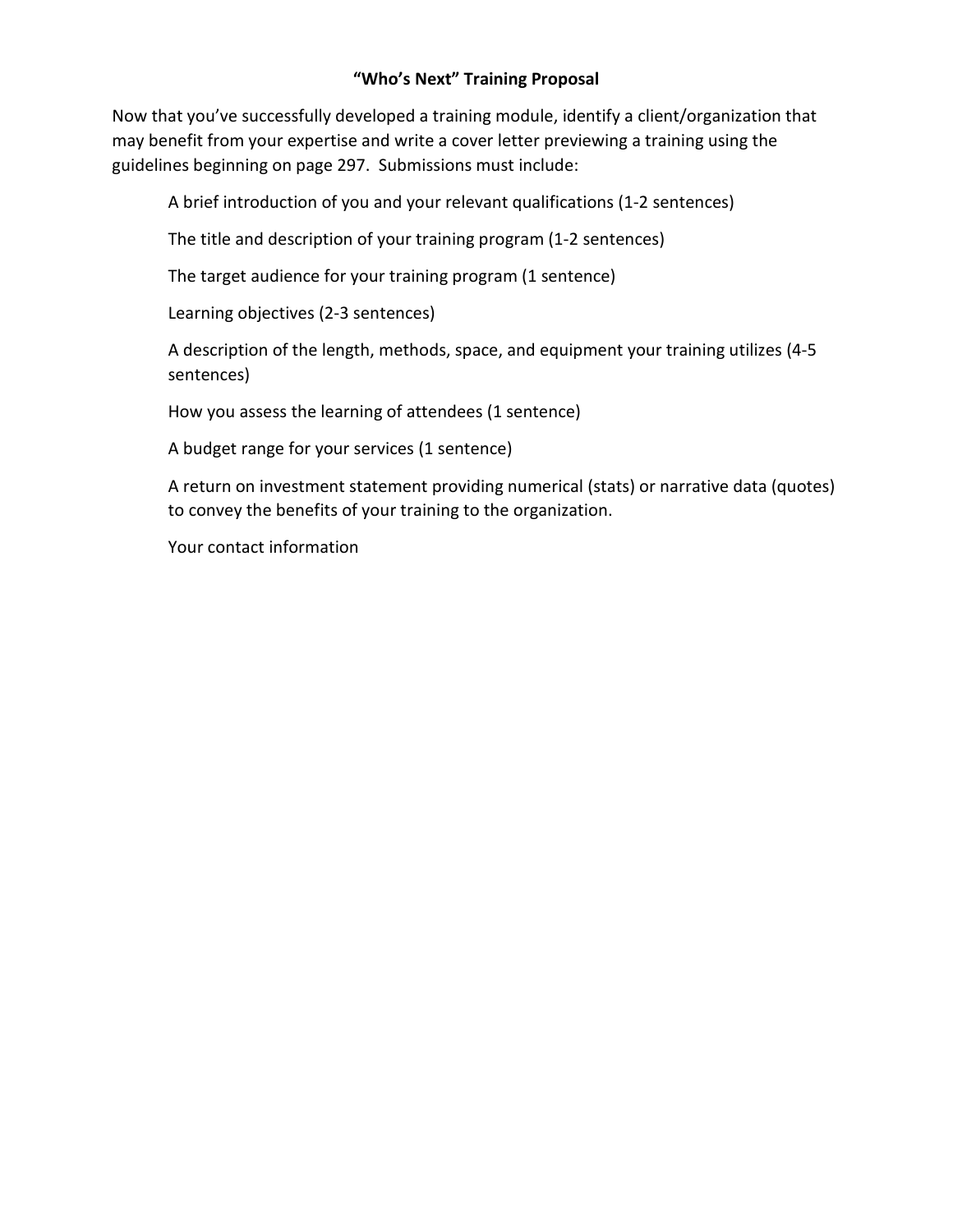## "Who's Next" Training Proposal

Now that you've successfully developed a training module, identify a client/organization that may benefit from your expertise and write a cover letter previewing a training using the guidelines beginning on page 297. Submissions must include:

> A brief introduction of you and your relevant qualifications (1-2 sentences)
>
> The title and description of your training program (1-2 sentences)
>
> The target audience for your training program (1 sentence)
>
> Learning objectives (2-3 sentences)
>
> A description of the length, methods, space, and equipment your training utilizes (4-5 sentences)
>
> How you assess the learning of attendees (1 sentence)
>
> A budget range for your services (1 sentence)
>
> A return on investment statement providing numerical (stats) or narrative data (quotes) to convey the benefits of your training to the organization.
>
> Your contact information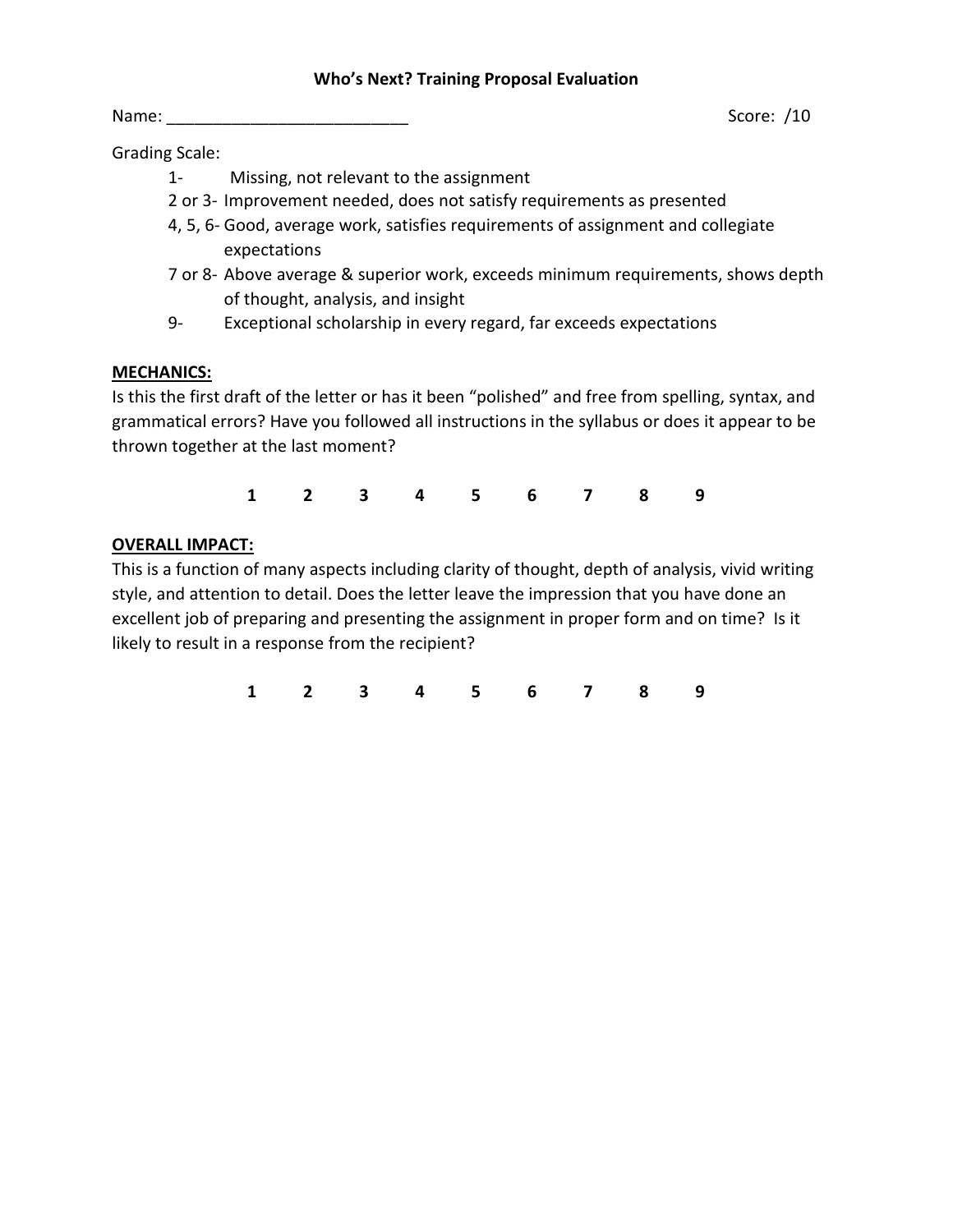**Who's Next? Training Proposal Evaluation**

Name: _________________________ Score: /10

Grading Scale:

- 1- Missing, not relevant to the assignment
- 2 or 3- Improvement needed, does not satisfy requirements as presented
- 4, 5, 6- Good, average work, satisfies requirements of assignment and collegiate expectations
- 7 or 8- Above average & superior work, exceeds minimum requirements, shows depth of thought, analysis, and insight
- 9- Exceptional scholarship in every regard, far exceeds expectations

**MECHANICS:**

Is this the first draft of the letter or has it been "polished" and free from spelling, syntax, and grammatical errors? Have you followed all instructions in the syllabus or does it appear to be thrown together at the last moment?

**1 2 3 4 5 6 7 8 9**

**OVERALL IMPACT:**

This is a function of many aspects including clarity of thought, depth of analysis, vivid writing style, and attention to detail. Does the letter leave the impression that you have done an excellent job of preparing and presenting the assignment in proper form and on time? Is it likely to result in a response from the recipient?

**1 2 3 4 5 6 7 8 9**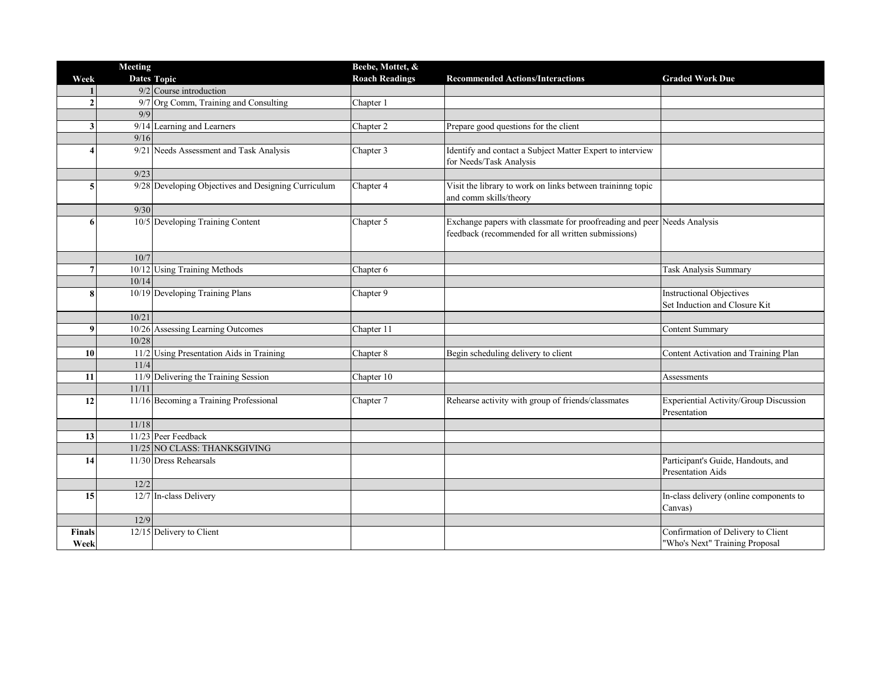| Week | Meeting Dates | Topic | Beebe, Mottet, & Roach Readings | Recommended Actions/Interactions | Graded Work Due |
| --- | --- | --- | --- | --- | --- |
| 1 | 9/2 | Course introduction | | | |
| 2 | 9/7 | Org Comm, Training and Consulting | Chapter 1 | | |
| | 9/9 | | | | |
| 3 | 9/14 | Learning and Learners | Chapter 2 | Prepare good questions for the client | |
| | 9/16 | | | | |
| 4 | 9/21 | Needs Assessment and Task Analysis | Chapter 3 | Identify and contact a Subject Matter Expert to interview for Needs/Task Analysis | |
| | 9/23 | | | | |
| 5 | 9/28 | Developing Objectives and Designing Curriculum | Chapter 4 | Visit the library to work on links between traininng topic and comm skills/theory | |
| | 9/30 | | | | |
| 6 | 10/5 | Developing Training Content | Chapter 5 | Exchange papers with classmate for proofreading and peer feedback (recommended for all written submissions) | Needs Analysis |
| | 10/7 | | | | |
| 7 | 10/12 | Using Training Methods | Chapter 6 | | Task Analysis Summary |
| | 10/14 | | | | |
| 8 | 10/19 | Developing Training Plans | Chapter 9 | | Instructional Objectives<br>Set Induction and Closure Kit |
| | 10/21 | | | | |
| 9 | 10/26 | Assessing Learning Outcomes | Chapter 11 | | Content Summary |
| | 10/28 | | | | |
| 10 | 11/2 | Using Presentation Aids in Training | Chapter 8 | Begin scheduling delivery to client | Content Activation and Training Plan |
| | 11/4 | | | | |
| 11 | 11/9 | Delivering the Training Session | Chapter 10 | | Assessments |
| | 11/11 | | | | |
| 12 | 11/16 | Becoming a Training Professional | Chapter 7 | Rehearse activity with group of friends/classmates | Experiential Activity/Group Discussion Presentation |
| | 11/18 | | | | |
| 13 | 11/23 | Peer Feedback | | | |
| | 11/25 | NO CLASS: THANKSGIVING | | | |
| 14 | 11/30 | Dress Rehearsals | | | Participant's Guide, Handouts, and Presentation Aids |
| | 12/2 | | | | |
| 15 | 12/7 | In-class Delivery | | | In-class delivery (online components to Canvas) |
| | 12/9 | | | | |
| Finals Week | 12/15 | Delivery to Client | | | Confirmation of Delivery to Client<br>"Who's Next" Training Proposal |